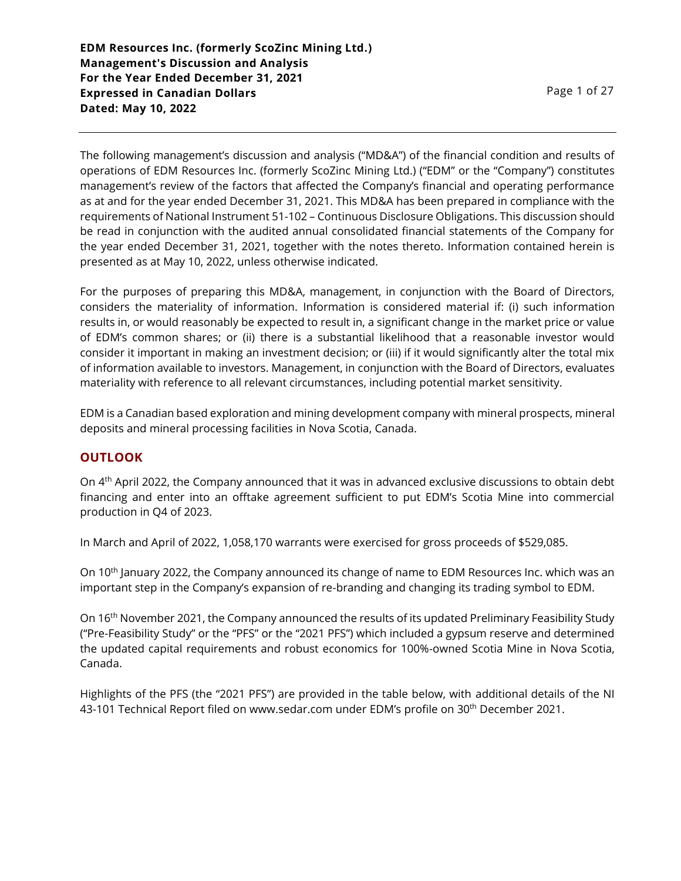**EDM Resources Inc. (formerly ScoZinc Mining Ltd.)**
**Management's Discussion and Analysis**
**For the Year Ended December 31, 2021**
**Expressed in Canadian Dollars**
**Dated: May 10, 2022**

The following management's discussion and analysis ("MD&A") of the financial condition and results of operations of EDM Resources Inc. (formerly ScoZinc Mining Ltd.) ("EDM" or the "Company") constitutes management's review of the factors that affected the Company's financial and operating performance as at and for the year ended December 31, 2021. This MD&A has been prepared in compliance with the requirements of National Instrument 51-102 – Continuous Disclosure Obligations. This discussion should be read in conjunction with the audited annual consolidated financial statements of the Company for the year ended December 31, 2021, together with the notes thereto. Information contained herein is presented as at May 10, 2022, unless otherwise indicated.

For the purposes of preparing this MD&A, management, in conjunction with the Board of Directors, considers the materiality of information. Information is considered material if: (i) such information results in, or would reasonably be expected to result in, a significant change in the market price or value of EDM's common shares; or (ii) there is a substantial likelihood that a reasonable investor would consider it important in making an investment decision; or (iii) if it would significantly alter the total mix of information available to investors. Management, in conjunction with the Board of Directors, evaluates materiality with reference to all relevant circumstances, including potential market sensitivity.

EDM is a Canadian based exploration and mining development company with mineral prospects, mineral deposits and mineral processing facilities in Nova Scotia, Canada.

## OUTLOOK

On 4th April 2022, the Company announced that it was in advanced exclusive discussions to obtain debt financing and enter into an offtake agreement sufficient to put EDM's Scotia Mine into commercial production in Q4 of 2023.

In March and April of 2022, 1,058,170 warrants were exercised for gross proceeds of $529,085.

On 10th January 2022, the Company announced its change of name to EDM Resources Inc. which was an important step in the Company's expansion of re-branding and changing its trading symbol to EDM.

On 16th November 2021, the Company announced the results of its updated Preliminary Feasibility Study ("Pre-Feasibility Study" or the "PFS" or the "2021 PFS") which included a gypsum reserve and determined the updated capital requirements and robust economics for 100%-owned Scotia Mine in Nova Scotia, Canada.

Highlights of the PFS (the "2021 PFS") are provided in the table below, with additional details of the NI 43-101 Technical Report filed on www.sedar.com under EDM's profile on 30th December 2021.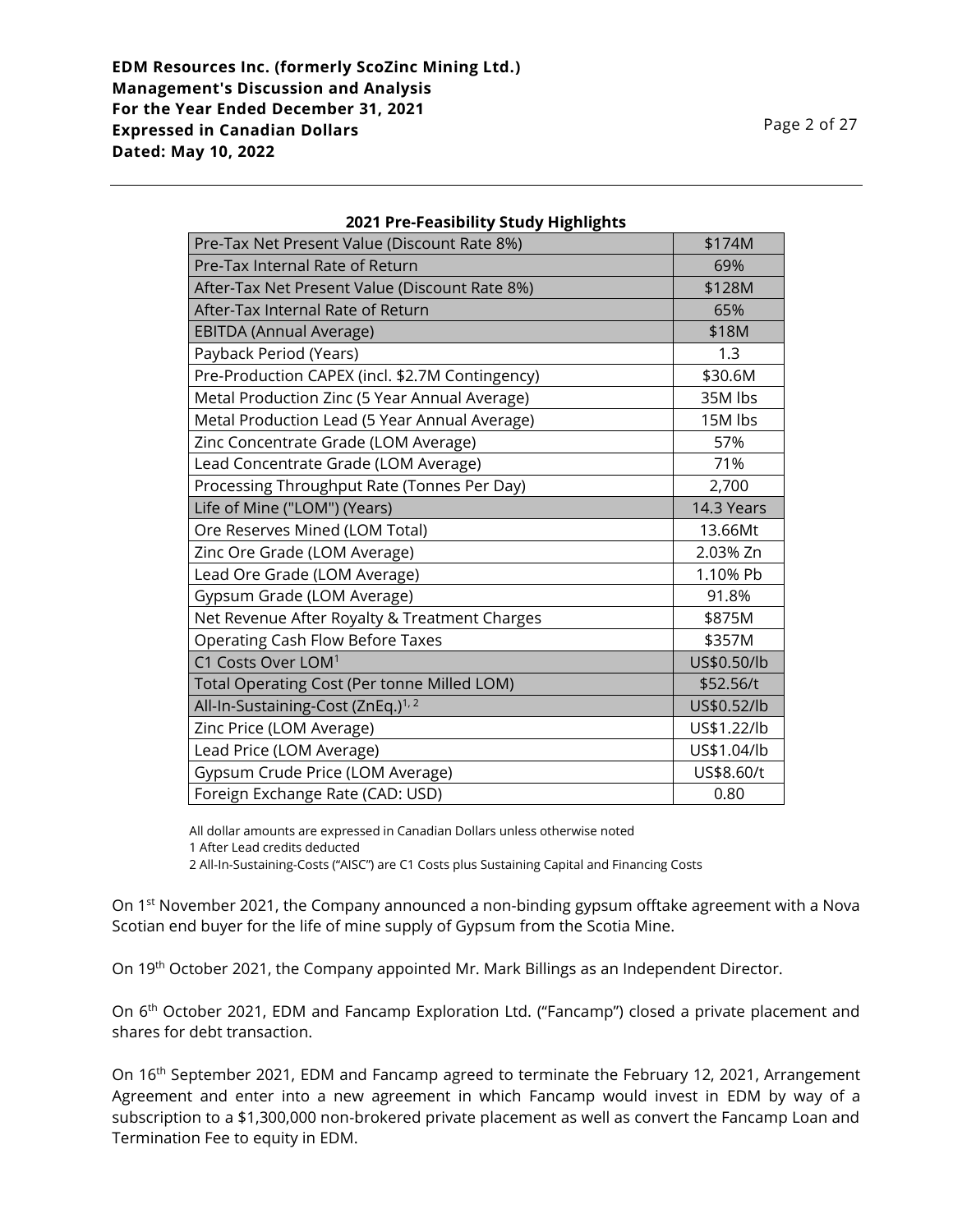**2021 Pre-Feasibility Study Highlights**

| Pre-Tax Net Present Value (Discount Rate 8%) | $174M |
|---|---|
| Pre-Tax Internal Rate of Return | 69% |
| After-Tax Net Present Value (Discount Rate 8%) | $128M |
| After-Tax Internal Rate of Return | 65% |
| EBITDA (Annual Average) | $18M |
| Payback Period (Years) | 1.3 |
| Pre-Production CAPEX (incl. $2.7M Contingency) | $30.6M |
| Metal Production Zinc (5 Year Annual Average) | 35M lbs |
| Metal Production Lead (5 Year Annual Average) | 15M lbs |
| Zinc Concentrate Grade (LOM Average) | 57% |
| Lead Concentrate Grade (LOM Average) | 71% |
| Processing Throughput Rate (Tonnes Per Day) | 2,700 |
| Life of Mine ("LOM") (Years) | 14.3 Years |
| Ore Reserves Mined (LOM Total) | 13.66Mt |
| Zinc Ore Grade (LOM Average) | 2.03% Zn |
| Lead Ore Grade (LOM Average) | 1.10% Pb |
| Gypsum Grade (LOM Average) | 91.8% |
| Net Revenue After Royalty & Treatment Charges | $875M |
| Operating Cash Flow Before Taxes | $357M |
| C1 Costs Over LOM[1] | US$0.50/lb |
| Total Operating Cost (Per tonne Milled LOM) | $52.56/t |
| All-In-Sustaining-Cost (ZnEq.)[1, 2] | US$0.52/lb |
| Zinc Price (LOM Average) | US$1.22/lb |
| Lead Price (LOM Average) | US$1.04/lb |
| Gypsum Crude Price (LOM Average) | US$8.60/t |
| Foreign Exchange Rate (CAD: USD) | 0.80 |

All dollar amounts are expressed in Canadian Dollars unless otherwise noted

1 After Lead credits deducted

2 All-In-Sustaining-Costs ("AISC") are C1 Costs plus Sustaining Capital and Financing Costs

On 1st November 2021, the Company announced a non-binding gypsum offtake agreement with a Nova Scotian end buyer for the life of mine supply of Gypsum from the Scotia Mine.

On 19th October 2021, the Company appointed Mr. Mark Billings as an Independent Director.

On 6th October 2021, EDM and Fancamp Exploration Ltd. ("Fancamp") closed a private placement and shares for debt transaction.

On 16th September 2021, EDM and Fancamp agreed to terminate the February 12, 2021, Arrangement Agreement and enter into a new agreement in which Fancamp would invest in EDM by way of a subscription to a $1,300,000 non-brokered private placement as well as convert the Fancamp Loan and Termination Fee to equity in EDM.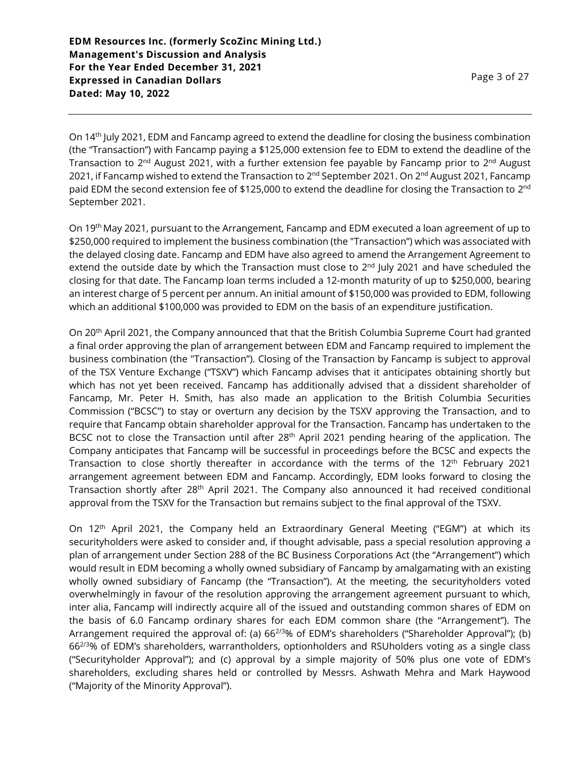On 14th July 2021, EDM and Fancamp agreed to extend the deadline for closing the business combination (the "Transaction") with Fancamp paying a $125,000 extension fee to EDM to extend the deadline of the Transaction to 2nd August 2021, with a further extension fee payable by Fancamp prior to 2nd August 2021, if Fancamp wished to extend the Transaction to 2nd September 2021. On 2nd August 2021, Fancamp paid EDM the second extension fee of $125,000 to extend the deadline for closing the Transaction to 2nd September 2021.

On 19th May 2021, pursuant to the Arrangement, Fancamp and EDM executed a loan agreement of up to $250,000 required to implement the business combination (the "Transaction") which was associated with the delayed closing date. Fancamp and EDM have also agreed to amend the Arrangement Agreement to extend the outside date by which the Transaction must close to 2nd July 2021 and have scheduled the closing for that date. The Fancamp loan terms included a 12-month maturity of up to $250,000, bearing an interest charge of 5 percent per annum. An initial amount of $150,000 was provided to EDM, following which an additional $100,000 was provided to EDM on the basis of an expenditure justification.

On 20th April 2021, the Company announced that that the British Columbia Supreme Court had granted a final order approving the plan of arrangement between EDM and Fancamp required to implement the business combination (the "Transaction"). Closing of the Transaction by Fancamp is subject to approval of the TSX Venture Exchange ("TSXV") which Fancamp advises that it anticipates obtaining shortly but which has not yet been received. Fancamp has additionally advised that a dissident shareholder of Fancamp, Mr. Peter H. Smith, has also made an application to the British Columbia Securities Commission ("BCSC") to stay or overturn any decision by the TSXV approving the Transaction, and to require that Fancamp obtain shareholder approval for the Transaction. Fancamp has undertaken to the BCSC not to close the Transaction until after 28th April 2021 pending hearing of the application. The Company anticipates that Fancamp will be successful in proceedings before the BCSC and expects the Transaction to close shortly thereafter in accordance with the terms of the 12th February 2021 arrangement agreement between EDM and Fancamp. Accordingly, EDM looks forward to closing the Transaction shortly after 28th April 2021. The Company also announced it had received conditional approval from the TSXV for the Transaction but remains subject to the final approval of the TSXV.

On 12th April 2021, the Company held an Extraordinary General Meeting ("EGM") at which its securityholders were asked to consider and, if thought advisable, pass a special resolution approving a plan of arrangement under Section 288 of the BC Business Corporations Act (the "Arrangement") which would result in EDM becoming a wholly owned subsidiary of Fancamp by amalgamating with an existing wholly owned subsidiary of Fancamp (the "Transaction"). At the meeting, the securityholders voted overwhelmingly in favour of the resolution approving the arrangement agreement pursuant to which, inter alia, Fancamp will indirectly acquire all of the issued and outstanding common shares of EDM on the basis of 6.0 Fancamp ordinary shares for each EDM common share (the "Arrangement"). The Arrangement required the approval of: (a) $66^{2/3}$% of EDM's shareholders ("Shareholder Approval"); (b) $66^{2/3}$% of EDM's shareholders, warrantholders, optionholders and RSUholders voting as a single class ("Securityholder Approval"); and (c) approval by a simple majority of 50% plus one vote of EDM's shareholders, excluding shares held or controlled by Messrs. Ashwath Mehra and Mark Haywood ("Majority of the Minority Approval").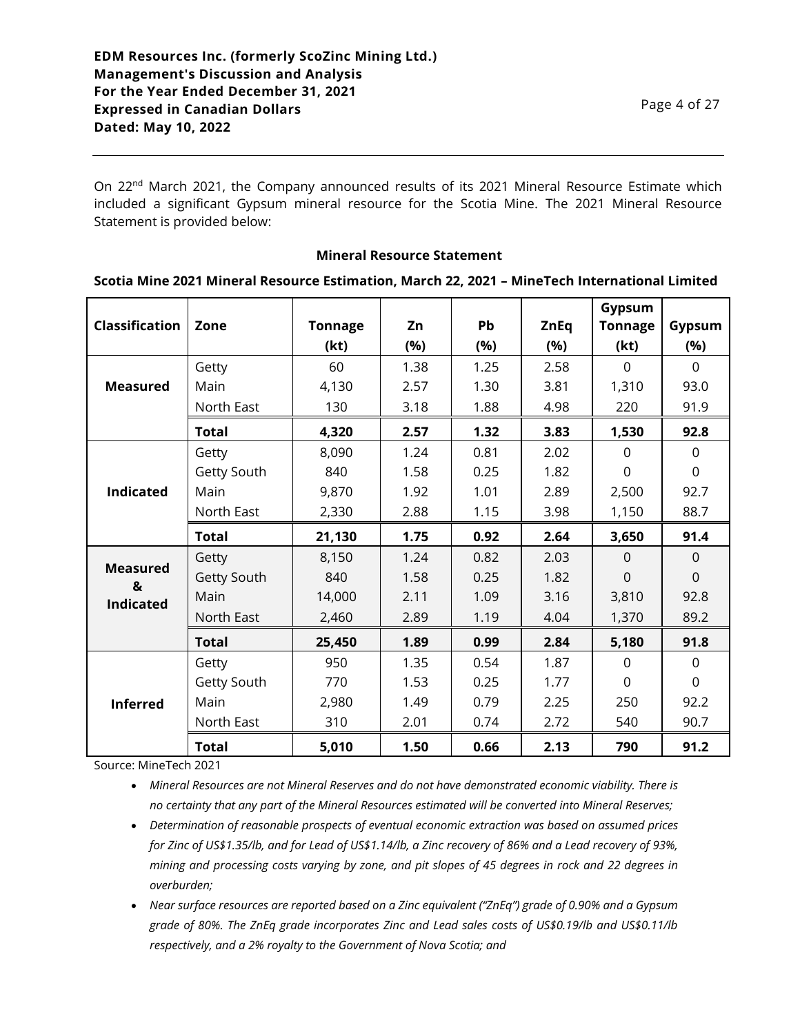On 22nd March 2021, the Company announced results of its 2021 Mineral Resource Estimate which included a significant Gypsum mineral resource for the Scotia Mine. The 2021 Mineral Resource Statement is provided below:

**Mineral Resource Statement**

**Scotia Mine 2021 Mineral Resource Estimation, March 22, 2021 – MineTech International Limited**

| Classification | Zone | Tonnage (kt) | Zn (%) | Pb (%) | ZnEq (%) | Gypsum Tonnage (kt) | Gypsum (%) |
|---|---|---|---|---|---|---|---|
| **Measured** | Getty | 60 | 1.38 | 1.25 | 2.58 | 0 | 0 |
| | Main | 4,130 | 2.57 | 1.30 | 3.81 | 1,310 | 93.0 |
| | North East | 130 | 3.18 | 1.88 | 4.98 | 220 | 91.9 |
| | **Total** | **4,320** | **2.57** | **1.32** | **3.83** | **1,530** | **92.8** |
| **Indicated** | Getty | 8,090 | 1.24 | 0.81 | 2.02 | 0 | 0 |
| | Getty South | 840 | 1.58 | 0.25 | 1.82 | 0 | 0 |
| | Main | 9,870 | 1.92 | 1.01 | 2.89 | 2,500 | 92.7 |
| | North East | 2,330 | 2.88 | 1.15 | 3.98 | 1,150 | 88.7 |
| | **Total** | **21,130** | **1.75** | **0.92** | **2.64** | **3,650** | **91.4** |
| **Measured & Indicated** | Getty | 8,150 | 1.24 | 0.82 | 2.03 | 0 | 0 |
| | Getty South | 840 | 1.58 | 0.25 | 1.82 | 0 | 0 |
| | Main | 14,000 | 2.11 | 1.09 | 3.16 | 3,810 | 92.8 |
| | North East | 2,460 | 2.89 | 1.19 | 4.04 | 1,370 | 89.2 |
| | **Total** | **25,450** | **1.89** | **0.99** | **2.84** | **5,180** | **91.8** |
| **Inferred** | Getty | 950 | 1.35 | 0.54 | 1.87 | 0 | 0 |
| | Getty South | 770 | 1.53 | 0.25 | 1.77 | 0 | 0 |
| | Main | 2,980 | 1.49 | 0.79 | 2.25 | 250 | 92.2 |
| | North East | 310 | 2.01 | 0.74 | 2.72 | 540 | 90.7 |
| | **Total** | **5,010** | **1.50** | **0.66** | **2.13** | **790** | **91.2** |

Source: MineTech 2021

- *Mineral Resources are not Mineral Reserves and do not have demonstrated economic viability. There is no certainty that any part of the Mineral Resources estimated will be converted into Mineral Reserves;*
- *Determination of reasonable prospects of eventual economic extraction was based on assumed prices for Zinc of US$1.35/lb, and for Lead of US$1.14/lb, a Zinc recovery of 86% and a Lead recovery of 93%, mining and processing costs varying by zone, and pit slopes of 45 degrees in rock and 22 degrees in overburden;*
- *Near surface resources are reported based on a Zinc equivalent ("ZnEq") grade of 0.90% and a Gypsum grade of 80%. The ZnEq grade incorporates Zinc and Lead sales costs of US$0.19/lb and US$0.11/lb respectively, and a 2% royalty to the Government of Nova Scotia; and*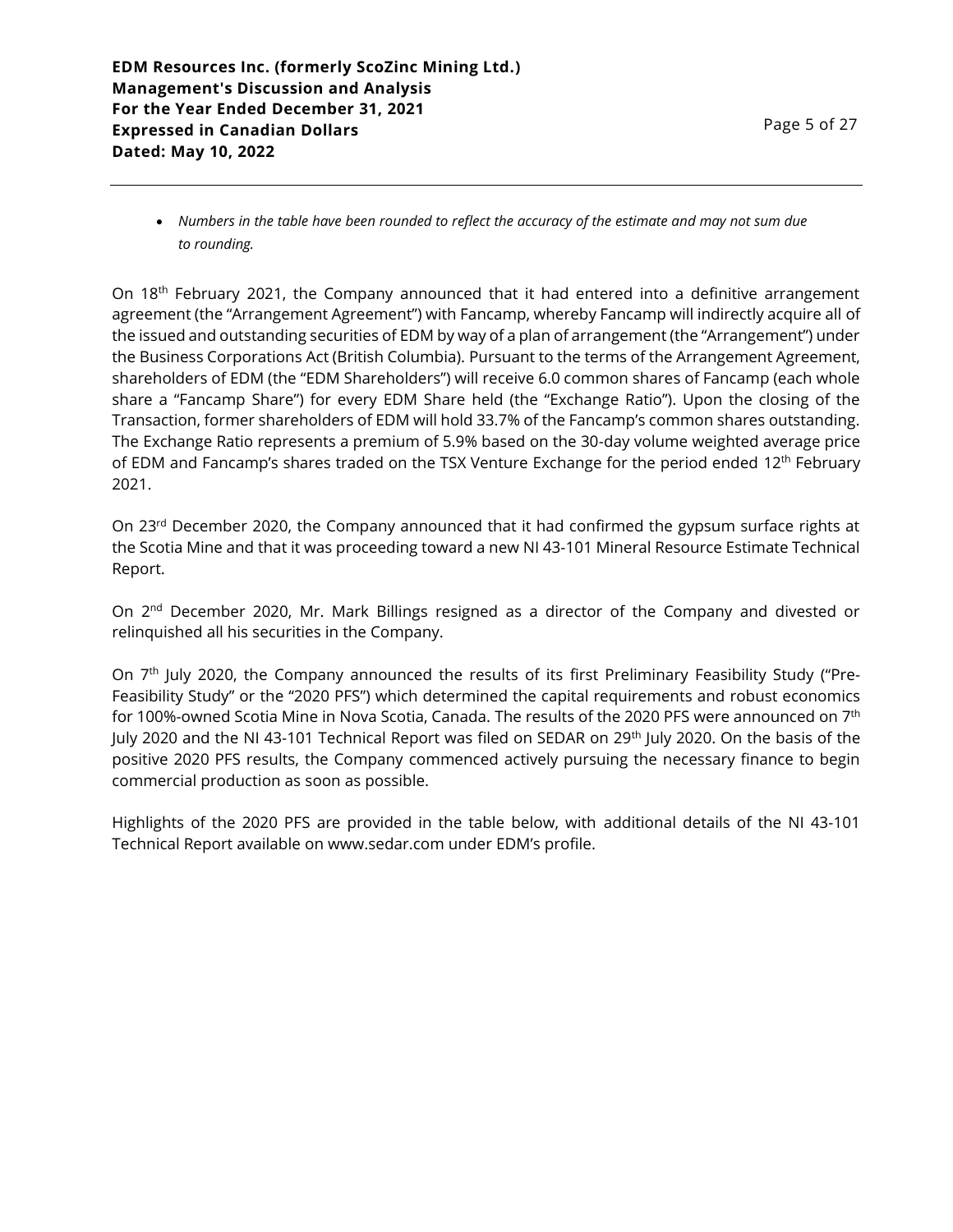- *Numbers in the table have been rounded to reflect the accuracy of the estimate and may not sum due to rounding.*

On 18th February 2021, the Company announced that it had entered into a definitive arrangement agreement (the "Arrangement Agreement") with Fancamp, whereby Fancamp will indirectly acquire all of the issued and outstanding securities of EDM by way of a plan of arrangement (the "Arrangement") under the Business Corporations Act (British Columbia). Pursuant to the terms of the Arrangement Agreement, shareholders of EDM (the "EDM Shareholders") will receive 6.0 common shares of Fancamp (each whole share a "Fancamp Share") for every EDM Share held (the "Exchange Ratio"). Upon the closing of the Transaction, former shareholders of EDM will hold 33.7% of the Fancamp's common shares outstanding. The Exchange Ratio represents a premium of 5.9% based on the 30-day volume weighted average price of EDM and Fancamp's shares traded on the TSX Venture Exchange for the period ended 12th February 2021.

On 23rd December 2020, the Company announced that it had confirmed the gypsum surface rights at the Scotia Mine and that it was proceeding toward a new NI 43-101 Mineral Resource Estimate Technical Report.

On 2nd December 2020, Mr. Mark Billings resigned as a director of the Company and divested or relinquished all his securities in the Company.

On 7th July 2020, the Company announced the results of its first Preliminary Feasibility Study ("Pre-Feasibility Study" or the "2020 PFS") which determined the capital requirements and robust economics for 100%-owned Scotia Mine in Nova Scotia, Canada. The results of the 2020 PFS were announced on 7th July 2020 and the NI 43-101 Technical Report was filed on SEDAR on 29th July 2020. On the basis of the positive 2020 PFS results, the Company commenced actively pursuing the necessary finance to begin commercial production as soon as possible.

Highlights of the 2020 PFS are provided in the table below, with additional details of the NI 43-101 Technical Report available on www.sedar.com under EDM's profile.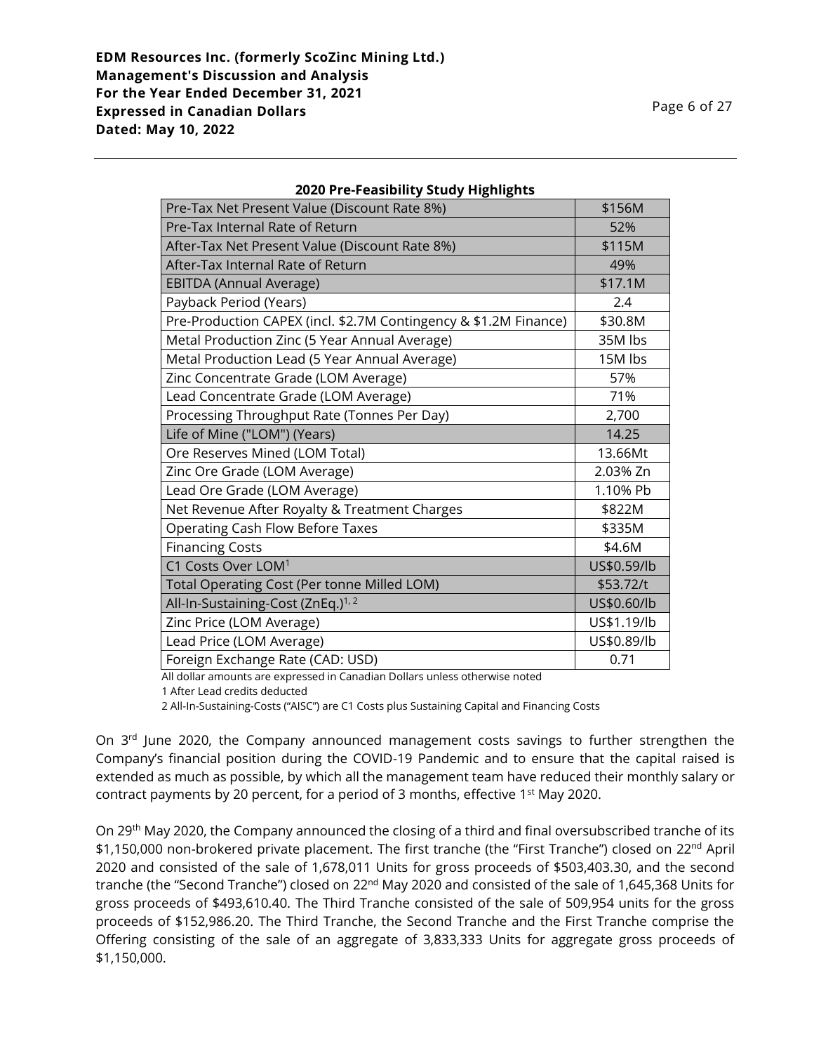**2020 Pre-Feasibility Study Highlights**

| Item | Value |
|---|---|
| Pre-Tax Net Present Value (Discount Rate 8%) | \$156M |
| Pre-Tax Internal Rate of Return | 52% |
| After-Tax Net Present Value (Discount Rate 8%) | \$115M |
| After-Tax Internal Rate of Return | 49% |
| EBITDA (Annual Average) | \$17.1M |
| Payback Period (Years) | 2.4 |
| Pre-Production CAPEX (incl. \$2.7M Contingency & \$1.2M Finance) | \$30.8M |
| Metal Production Zinc (5 Year Annual Average) | 35M lbs |
| Metal Production Lead (5 Year Annual Average) | 15M lbs |
| Zinc Concentrate Grade (LOM Average) | 57% |
| Lead Concentrate Grade (LOM Average) | 71% |
| Processing Throughput Rate (Tonnes Per Day) | 2,700 |
| Life of Mine ("LOM") (Years) | 14.25 |
| Ore Reserves Mined (LOM Total) | 13.66Mt |
| Zinc Ore Grade (LOM Average) | 2.03% Zn |
| Lead Ore Grade (LOM Average) | 1.10% Pb |
| Net Revenue After Royalty & Treatment Charges | \$822M |
| Operating Cash Flow Before Taxes | \$335M |
| Financing Costs | \$4.6M |
| C1 Costs Over LOM[1] | US\$0.59/lb |
| Total Operating Cost (Per tonne Milled LOM) | \$53.72/t |
| All-In-Sustaining-Cost (ZnEq.)[1, 2] | US\$0.60/lb |
| Zinc Price (LOM Average) | US\$1.19/lb |
| Lead Price (LOM Average) | US\$0.89/lb |
| Foreign Exchange Rate (CAD: USD) | 0.71 |

All dollar amounts are expressed in Canadian Dollars unless otherwise noted
1 After Lead credits deducted
2 All-In-Sustaining-Costs ("AISC") are C1 Costs plus Sustaining Capital and Financing Costs

On 3rd June 2020, the Company announced management costs savings to further strengthen the Company's financial position during the COVID-19 Pandemic and to ensure that the capital raised is extended as much as possible, by which all the management team have reduced their monthly salary or contract payments by 20 percent, for a period of 3 months, effective 1st May 2020.

On 29th May 2020, the Company announced the closing of a third and final oversubscribed tranche of its \$1,150,000 non-brokered private placement. The first tranche (the "First Tranche") closed on 22nd April 2020 and consisted of the sale of 1,678,011 Units for gross proceeds of \$503,403.30, and the second tranche (the "Second Tranche") closed on 22nd May 2020 and consisted of the sale of 1,645,368 Units for gross proceeds of \$493,610.40. The Third Tranche consisted of the sale of 509,954 units for the gross proceeds of \$152,986.20. The Third Tranche, the Second Tranche and the First Tranche comprise the Offering consisting of the sale of an aggregate of 3,833,333 Units for aggregate gross proceeds of \$1,150,000.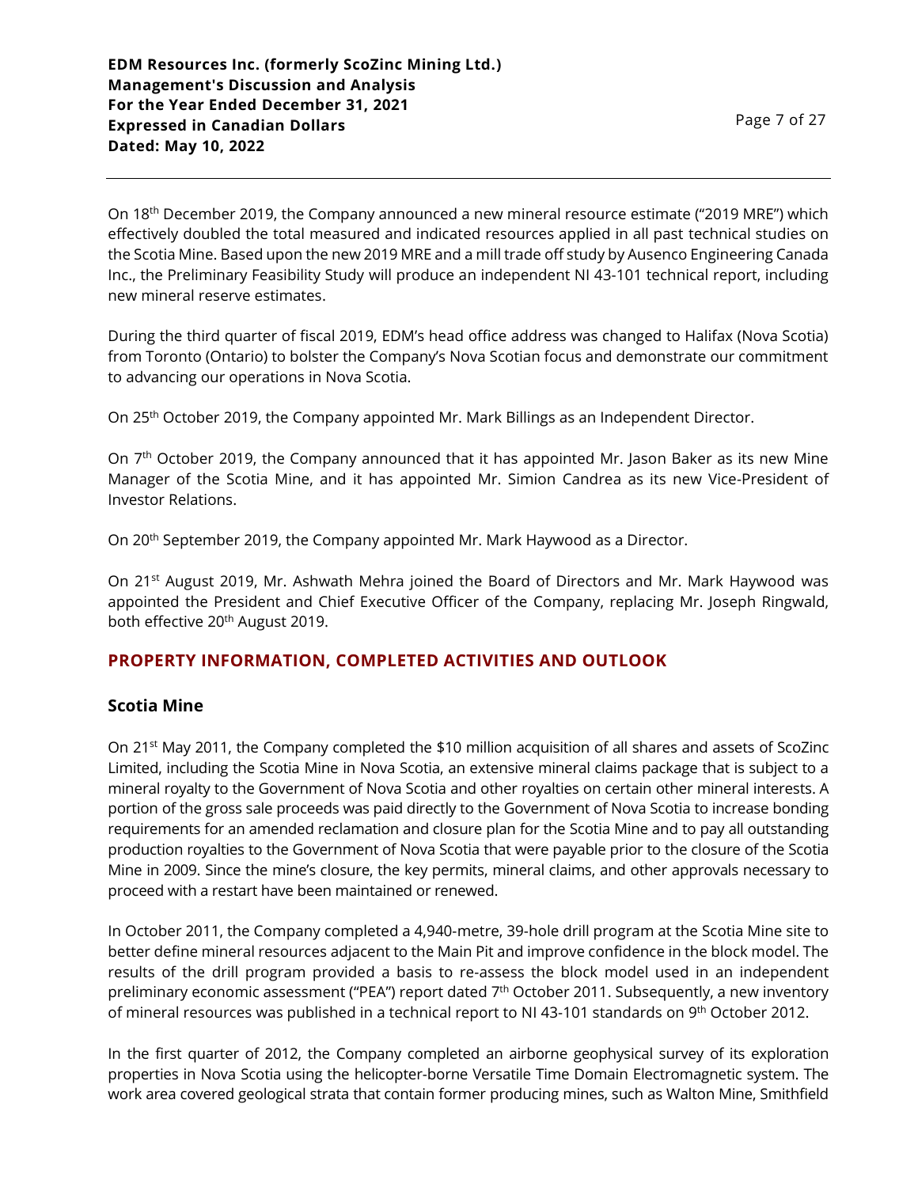On 18th December 2019, the Company announced a new mineral resource estimate ("2019 MRE") which effectively doubled the total measured and indicated resources applied in all past technical studies on the Scotia Mine. Based upon the new 2019 MRE and a mill trade off study by Ausenco Engineering Canada Inc., the Preliminary Feasibility Study will produce an independent NI 43-101 technical report, including new mineral reserve estimates.

During the third quarter of fiscal 2019, EDM's head office address was changed to Halifax (Nova Scotia) from Toronto (Ontario) to bolster the Company's Nova Scotian focus and demonstrate our commitment to advancing our operations in Nova Scotia.

On 25th October 2019, the Company appointed Mr. Mark Billings as an Independent Director.

On 7th October 2019, the Company announced that it has appointed Mr. Jason Baker as its new Mine Manager of the Scotia Mine, and it has appointed Mr. Simion Candrea as its new Vice-President of Investor Relations.

On 20th September 2019, the Company appointed Mr. Mark Haywood as a Director.

On 21st August 2019, Mr. Ashwath Mehra joined the Board of Directors and Mr. Mark Haywood was appointed the President and Chief Executive Officer of the Company, replacing Mr. Joseph Ringwald, both effective 20th August 2019.

## PROPERTY INFORMATION, COMPLETED ACTIVITIES AND OUTLOOK

### Scotia Mine

On 21st May 2011, the Company completed the $10 million acquisition of all shares and assets of ScoZinc Limited, including the Scotia Mine in Nova Scotia, an extensive mineral claims package that is subject to a mineral royalty to the Government of Nova Scotia and other royalties on certain other mineral interests. A portion of the gross sale proceeds was paid directly to the Government of Nova Scotia to increase bonding requirements for an amended reclamation and closure plan for the Scotia Mine and to pay all outstanding production royalties to the Government of Nova Scotia that were payable prior to the closure of the Scotia Mine in 2009. Since the mine's closure, the key permits, mineral claims, and other approvals necessary to proceed with a restart have been maintained or renewed.

In October 2011, the Company completed a 4,940-metre, 39-hole drill program at the Scotia Mine site to better define mineral resources adjacent to the Main Pit and improve confidence in the block model. The results of the drill program provided a basis to re-assess the block model used in an independent preliminary economic assessment ("PEA") report dated 7th October 2011. Subsequently, a new inventory of mineral resources was published in a technical report to NI 43-101 standards on 9th October 2012.

In the first quarter of 2012, the Company completed an airborne geophysical survey of its exploration properties in Nova Scotia using the helicopter-borne Versatile Time Domain Electromagnetic system. The work area covered geological strata that contain former producing mines, such as Walton Mine, Smithfield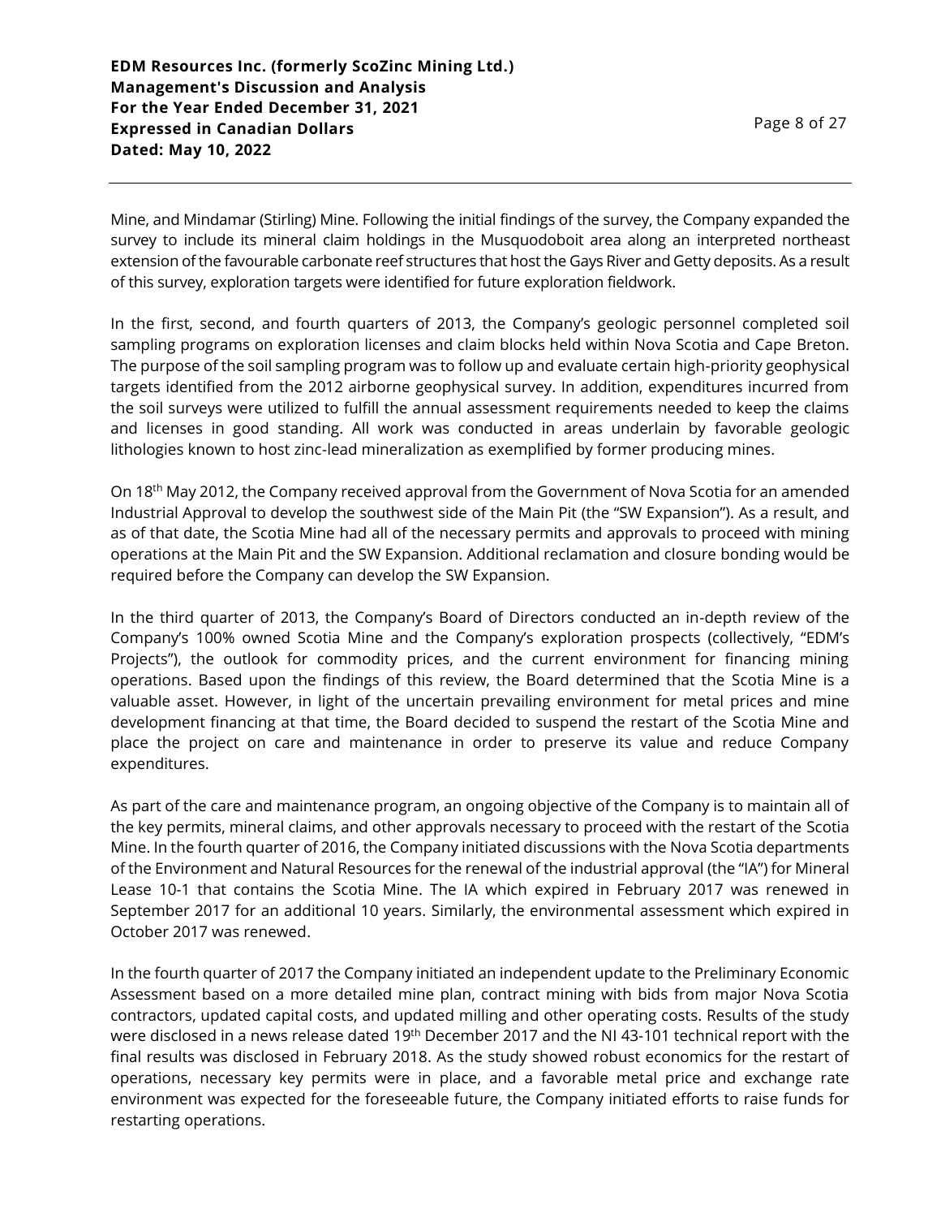Mine, and Mindamar (Stirling) Mine. Following the initial findings of the survey, the Company expanded the survey to include its mineral claim holdings in the Musquodoboit area along an interpreted northeast extension of the favourable carbonate reef structures that host the Gays River and Getty deposits. As a result of this survey, exploration targets were identified for future exploration fieldwork.

In the first, second, and fourth quarters of 2013, the Company's geologic personnel completed soil sampling programs on exploration licenses and claim blocks held within Nova Scotia and Cape Breton. The purpose of the soil sampling program was to follow up and evaluate certain high-priority geophysical targets identified from the 2012 airborne geophysical survey. In addition, expenditures incurred from the soil surveys were utilized to fulfill the annual assessment requirements needed to keep the claims and licenses in good standing. All work was conducted in areas underlain by favorable geologic lithologies known to host zinc-lead mineralization as exemplified by former producing mines.

On 18th May 2012, the Company received approval from the Government of Nova Scotia for an amended Industrial Approval to develop the southwest side of the Main Pit (the "SW Expansion"). As a result, and as of that date, the Scotia Mine had all of the necessary permits and approvals to proceed with mining operations at the Main Pit and the SW Expansion. Additional reclamation and closure bonding would be required before the Company can develop the SW Expansion.

In the third quarter of 2013, the Company's Board of Directors conducted an in-depth review of the Company's 100% owned Scotia Mine and the Company's exploration prospects (collectively, "EDM's Projects"), the outlook for commodity prices, and the current environment for financing mining operations. Based upon the findings of this review, the Board determined that the Scotia Mine is a valuable asset. However, in light of the uncertain prevailing environment for metal prices and mine development financing at that time, the Board decided to suspend the restart of the Scotia Mine and place the project on care and maintenance in order to preserve its value and reduce Company expenditures.

As part of the care and maintenance program, an ongoing objective of the Company is to maintain all of the key permits, mineral claims, and other approvals necessary to proceed with the restart of the Scotia Mine. In the fourth quarter of 2016, the Company initiated discussions with the Nova Scotia departments of the Environment and Natural Resources for the renewal of the industrial approval (the "IA") for Mineral Lease 10-1 that contains the Scotia Mine. The IA which expired in February 2017 was renewed in September 2017 for an additional 10 years. Similarly, the environmental assessment which expired in October 2017 was renewed.

In the fourth quarter of 2017 the Company initiated an independent update to the Preliminary Economic Assessment based on a more detailed mine plan, contract mining with bids from major Nova Scotia contractors, updated capital costs, and updated milling and other operating costs. Results of the study were disclosed in a news release dated 19th December 2017 and the NI 43-101 technical report with the final results was disclosed in February 2018. As the study showed robust economics for the restart of operations, necessary key permits were in place, and a favorable metal price and exchange rate environment was expected for the foreseeable future, the Company initiated efforts to raise funds for restarting operations.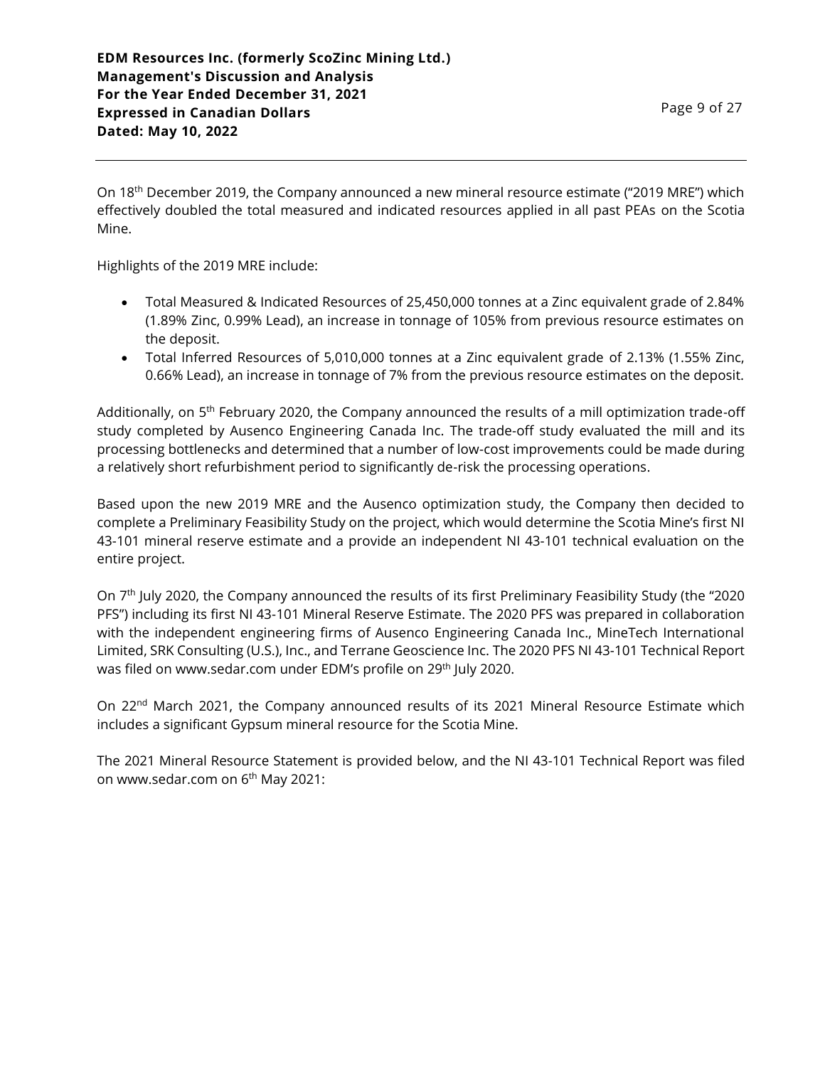On 18th December 2019, the Company announced a new mineral resource estimate ("2019 MRE") which effectively doubled the total measured and indicated resources applied in all past PEAs on the Scotia Mine.

Highlights of the 2019 MRE include:

- Total Measured & Indicated Resources of 25,450,000 tonnes at a Zinc equivalent grade of 2.84% (1.89% Zinc, 0.99% Lead), an increase in tonnage of 105% from previous resource estimates on the deposit.
- Total Inferred Resources of 5,010,000 tonnes at a Zinc equivalent grade of 2.13% (1.55% Zinc, 0.66% Lead), an increase in tonnage of 7% from the previous resource estimates on the deposit.

Additionally, on 5th February 2020, the Company announced the results of a mill optimization trade-off study completed by Ausenco Engineering Canada Inc. The trade-off study evaluated the mill and its processing bottlenecks and determined that a number of low-cost improvements could be made during a relatively short refurbishment period to significantly de-risk the processing operations.

Based upon the new 2019 MRE and the Ausenco optimization study, the Company then decided to complete a Preliminary Feasibility Study on the project, which would determine the Scotia Mine's first NI 43-101 mineral reserve estimate and a provide an independent NI 43-101 technical evaluation on the entire project.

On 7th July 2020, the Company announced the results of its first Preliminary Feasibility Study (the "2020 PFS") including its first NI 43-101 Mineral Reserve Estimate. The 2020 PFS was prepared in collaboration with the independent engineering firms of Ausenco Engineering Canada Inc., MineTech International Limited, SRK Consulting (U.S.), Inc., and Terrane Geoscience Inc. The 2020 PFS NI 43-101 Technical Report was filed on www.sedar.com under EDM's profile on 29th July 2020.

On 22nd March 2021, the Company announced results of its 2021 Mineral Resource Estimate which includes a significant Gypsum mineral resource for the Scotia Mine.

The 2021 Mineral Resource Statement is provided below, and the NI 43-101 Technical Report was filed on www.sedar.com on 6th May 2021: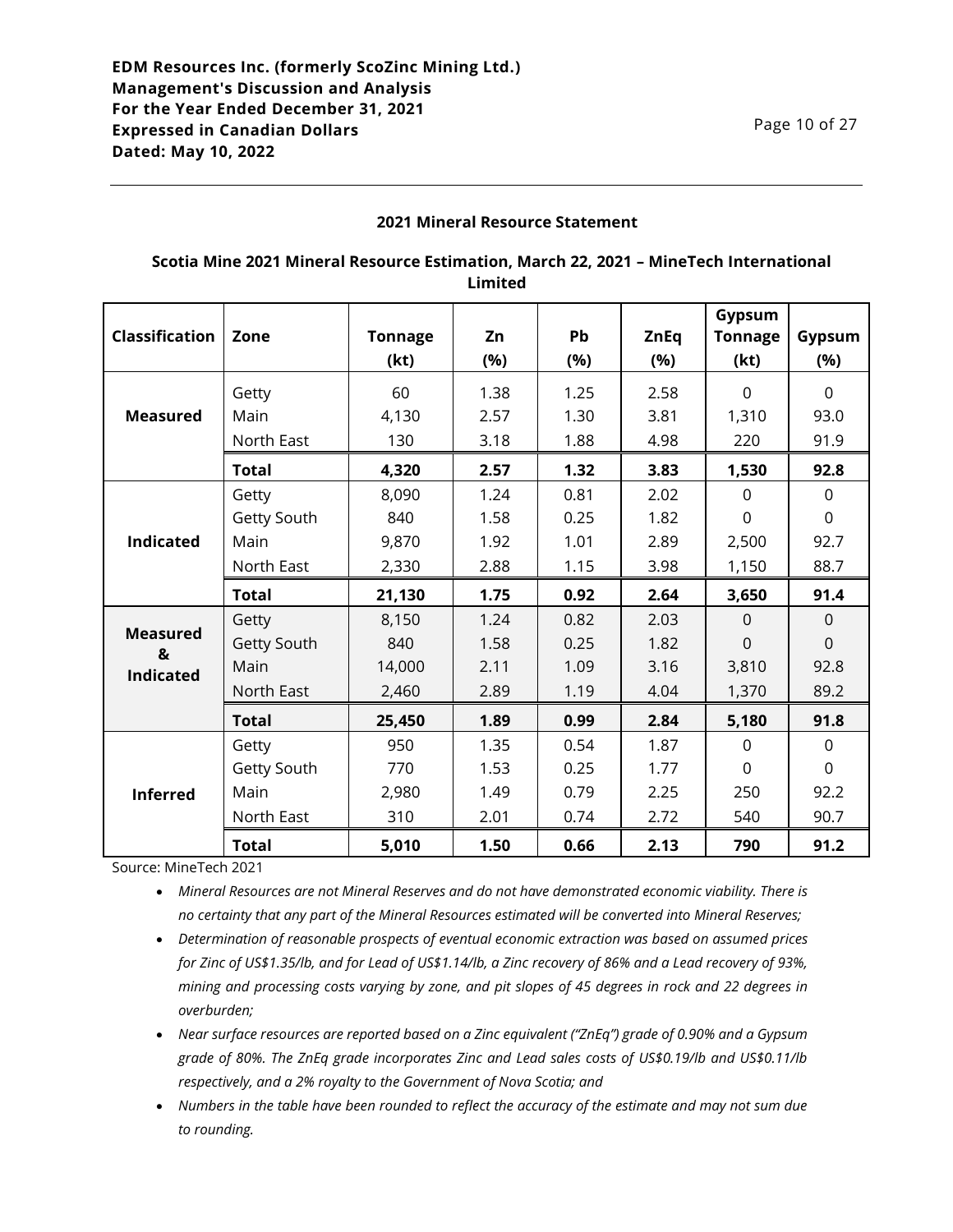**2021 Mineral Resource Statement**

**Scotia Mine 2021 Mineral Resource Estimation, March 22, 2021 – MineTech International Limited**

| Classification | Zone | Tonnage (kt) | Zn (%) | Pb (%) | ZnEq (%) | Gypsum Tonnage (kt) | Gypsum (%) |
|---|---|---|---|---|---|---|---|
| **Measured** | Getty | 60 | 1.38 | 1.25 | 2.58 | 0 | 0 |
| | Main | 4,130 | 2.57 | 1.30 | 3.81 | 1,310 | 93.0 |
| | North East | 130 | 3.18 | 1.88 | 4.98 | 220 | 91.9 |
| | **Total** | **4,320** | **2.57** | **1.32** | **3.83** | **1,530** | **92.8** |
| **Indicated** | Getty | 8,090 | 1.24 | 0.81 | 2.02 | 0 | 0 |
| | Getty South | 840 | 1.58 | 0.25 | 1.82 | 0 | 0 |
| | Main | 9,870 | 1.92 | 1.01 | 2.89 | 2,500 | 92.7 |
| | North East | 2,330 | 2.88 | 1.15 | 3.98 | 1,150 | 88.7 |
| | **Total** | **21,130** | **1.75** | **0.92** | **2.64** | **3,650** | **91.4** |
| **Measured & Indicated** | Getty | 8,150 | 1.24 | 0.82 | 2.03 | 0 | 0 |
| | Getty South | 840 | 1.58 | 0.25 | 1.82 | 0 | 0 |
| | Main | 14,000 | 2.11 | 1.09 | 3.16 | 3,810 | 92.8 |
| | North East | 2,460 | 2.89 | 1.19 | 4.04 | 1,370 | 89.2 |
| | **Total** | **25,450** | **1.89** | **0.99** | **2.84** | **5,180** | **91.8** |
| **Inferred** | Getty | 950 | 1.35 | 0.54 | 1.87 | 0 | 0 |
| | Getty South | 770 | 1.53 | 0.25 | 1.77 | 0 | 0 |
| | Main | 2,980 | 1.49 | 0.79 | 2.25 | 250 | 92.2 |
| | North East | 310 | 2.01 | 0.74 | 2.72 | 540 | 90.7 |
| | **Total** | **5,010** | **1.50** | **0.66** | **2.13** | **790** | **91.2** |

Source: MineTech 2021

- *Mineral Resources are not Mineral Reserves and do not have demonstrated economic viability. There is no certainty that any part of the Mineral Resources estimated will be converted into Mineral Reserves;*
- *Determination of reasonable prospects of eventual economic extraction was based on assumed prices for Zinc of US$1.35/lb, and for Lead of US$1.14/lb, a Zinc recovery of 86% and a Lead recovery of 93%, mining and processing costs varying by zone, and pit slopes of 45 degrees in rock and 22 degrees in overburden;*
- *Near surface resources are reported based on a Zinc equivalent ("ZnEq") grade of 0.90% and a Gypsum grade of 80%. The ZnEq grade incorporates Zinc and Lead sales costs of US$0.19/lb and US$0.11/lb respectively, and a 2% royalty to the Government of Nova Scotia; and*
- *Numbers in the table have been rounded to reflect the accuracy of the estimate and may not sum due to rounding.*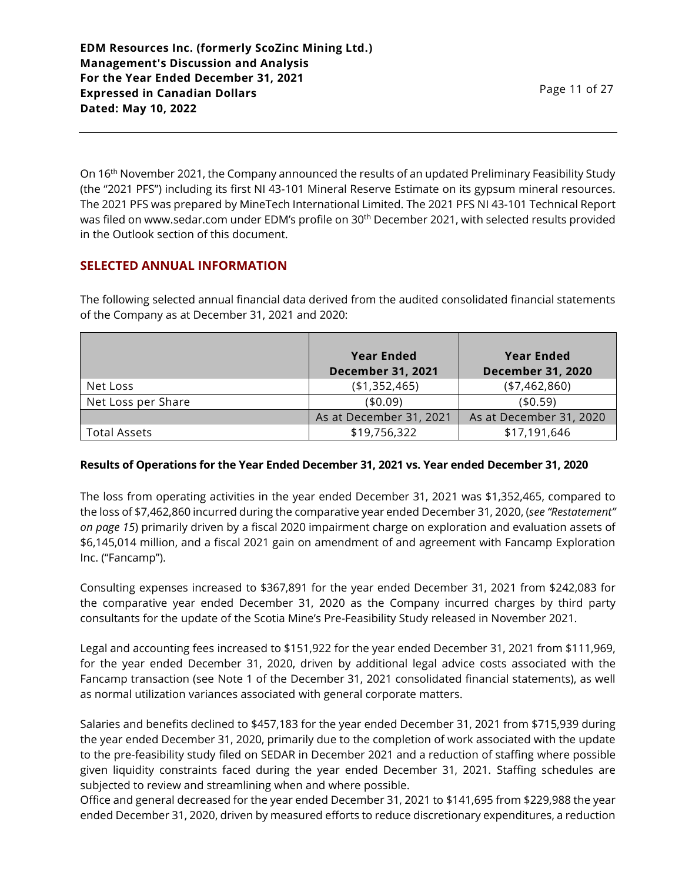On 16th November 2021, the Company announced the results of an updated Preliminary Feasibility Study (the "2021 PFS") including its first NI 43-101 Mineral Reserve Estimate on its gypsum mineral resources. The 2021 PFS was prepared by MineTech International Limited. The 2021 PFS NI 43-101 Technical Report was filed on www.sedar.com under EDM's profile on 30th December 2021, with selected results provided in the Outlook section of this document.

## SELECTED ANNUAL INFORMATION

The following selected annual financial data derived from the audited consolidated financial statements of the Company as at December 31, 2021 and 2020:

| | Year Ended December 31, 2021 | Year Ended December 31, 2020 |
|---|---|---|
| Net Loss | ($1,352,465) | ($7,462,860) |
| Net Loss per Share | ($0.09) | ($0.59) |
| | As at December 31, 2021 | As at December 31, 2020 |
| Total Assets | $19,756,322 | $17,191,646 |

**Results of Operations for the Year Ended December 31, 2021 vs. Year ended December 31, 2020**

The loss from operating activities in the year ended December 31, 2021 was $1,352,465, compared to the loss of $7,462,860 incurred during the comparative year ended December 31, 2020, (*see "Restatement" on page 15*) primarily driven by a fiscal 2020 impairment charge on exploration and evaluation assets of $6,145,014 million, and a fiscal 2021 gain on amendment of and agreement with Fancamp Exploration Inc. ("Fancamp").

Consulting expenses increased to $367,891 for the year ended December 31, 2021 from $242,083 for the comparative year ended December 31, 2020 as the Company incurred charges by third party consultants for the update of the Scotia Mine's Pre-Feasibility Study released in November 2021.

Legal and accounting fees increased to $151,922 for the year ended December 31, 2021 from $111,969, for the year ended December 31, 2020, driven by additional legal advice costs associated with the Fancamp transaction (see Note 1 of the December 31, 2021 consolidated financial statements), as well as normal utilization variances associated with general corporate matters.

Salaries and benefits declined to $457,183 for the year ended December 31, 2021 from $715,939 during the year ended December 31, 2020, primarily due to the completion of work associated with the update to the pre-feasibility study filed on SEDAR in December 2021 and a reduction of staffing where possible given liquidity constraints faced during the year ended December 31, 2021. Staffing schedules are subjected to review and streamlining when and where possible.

Office and general decreased for the year ended December 31, 2021 to $141,695 from $229,988 the year ended December 31, 2020, driven by measured efforts to reduce discretionary expenditures, a reduction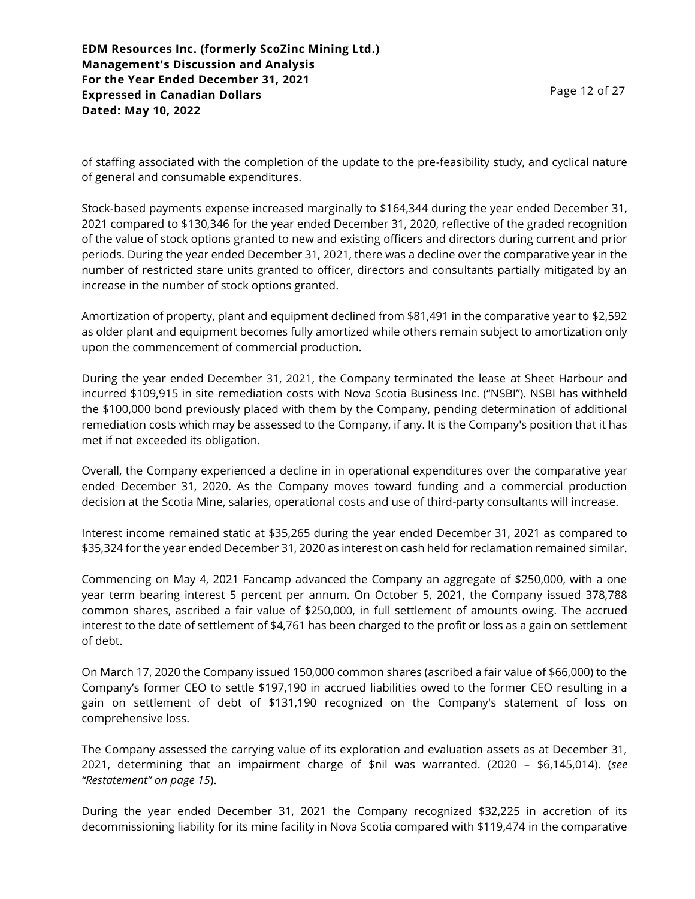of staffing associated with the completion of the update to the pre-feasibility study, and cyclical nature of general and consumable expenditures.

Stock-based payments expense increased marginally to $164,344 during the year ended December 31, 2021 compared to $130,346 for the year ended December 31, 2020, reflective of the graded recognition of the value of stock options granted to new and existing officers and directors during current and prior periods. During the year ended December 31, 2021, there was a decline over the comparative year in the number of restricted stare units granted to officer, directors and consultants partially mitigated by an increase in the number of stock options granted.

Amortization of property, plant and equipment declined from $81,491 in the comparative year to $2,592 as older plant and equipment becomes fully amortized while others remain subject to amortization only upon the commencement of commercial production.

During the year ended December 31, 2021, the Company terminated the lease at Sheet Harbour and incurred $109,915 in site remediation costs with Nova Scotia Business Inc. ("NSBI"). NSBI has withheld the $100,000 bond previously placed with them by the Company, pending determination of additional remediation costs which may be assessed to the Company, if any. It is the Company's position that it has met if not exceeded its obligation.

Overall, the Company experienced a decline in in operational expenditures over the comparative year ended December 31, 2020. As the Company moves toward funding and a commercial production decision at the Scotia Mine, salaries, operational costs and use of third-party consultants will increase.

Interest income remained static at $35,265 during the year ended December 31, 2021 as compared to $35,324 for the year ended December 31, 2020 as interest on cash held for reclamation remained similar.

Commencing on May 4, 2021 Fancamp advanced the Company an aggregate of $250,000, with a one year term bearing interest 5 percent per annum. On October 5, 2021, the Company issued 378,788 common shares, ascribed a fair value of $250,000, in full settlement of amounts owing. The accrued interest to the date of settlement of $4,761 has been charged to the profit or loss as a gain on settlement of debt.

On March 17, 2020 the Company issued 150,000 common shares (ascribed a fair value of $66,000) to the Company's former CEO to settle $197,190 in accrued liabilities owed to the former CEO resulting in a gain on settlement of debt of $131,190 recognized on the Company's statement of loss on comprehensive loss.

The Company assessed the carrying value of its exploration and evaluation assets as at December 31, 2021, determining that an impairment charge of $nil was warranted. (2020 – $6,145,014). (*see "Restatement" on page 15*).

During the year ended December 31, 2021 the Company recognized $32,225 in accretion of its decommissioning liability for its mine facility in Nova Scotia compared with $119,474 in the comparative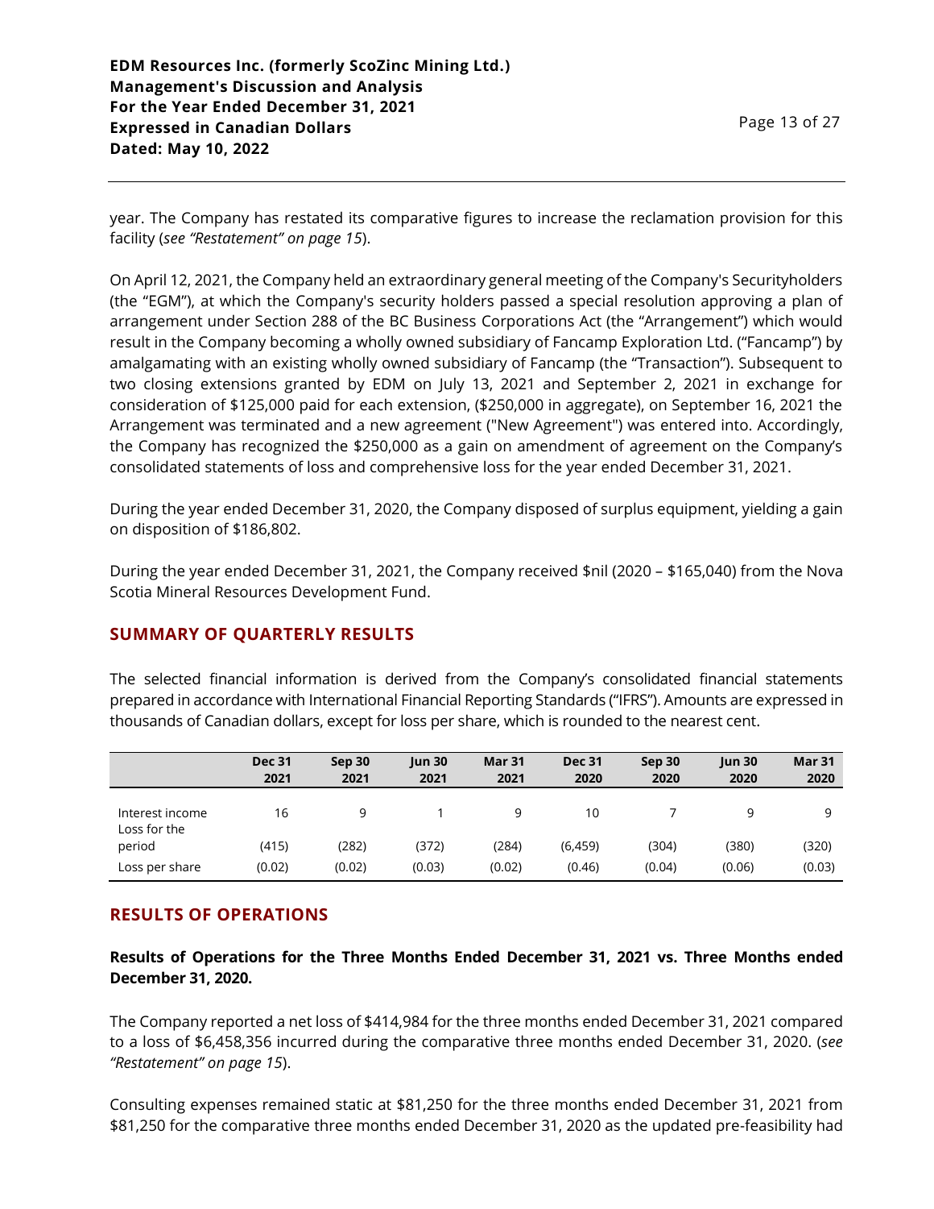year. The Company has restated its comparative figures to increase the reclamation provision for this facility (*see "Restatement" on page 15*).

On April 12, 2021, the Company held an extraordinary general meeting of the Company's Securityholders (the "EGM"), at which the Company's security holders passed a special resolution approving a plan of arrangement under Section 288 of the BC Business Corporations Act (the "Arrangement") which would result in the Company becoming a wholly owned subsidiary of Fancamp Exploration Ltd. ("Fancamp") by amalgamating with an existing wholly owned subsidiary of Fancamp (the "Transaction"). Subsequent to two closing extensions granted by EDM on July 13, 2021 and September 2, 2021 in exchange for consideration of $125,000 paid for each extension, ($250,000 in aggregate), on September 16, 2021 the Arrangement was terminated and a new agreement ("New Agreement") was entered into. Accordingly, the Company has recognized the $250,000 as a gain on amendment of agreement on the Company's consolidated statements of loss and comprehensive loss for the year ended December 31, 2021.

During the year ended December 31, 2020, the Company disposed of surplus equipment, yielding a gain on disposition of $186,802.

During the year ended December 31, 2021, the Company received $nil (2020 – $165,040) from the Nova Scotia Mineral Resources Development Fund.

## SUMMARY OF QUARTERLY RESULTS

The selected financial information is derived from the Company's consolidated financial statements prepared in accordance with International Financial Reporting Standards ("IFRS"). Amounts are expressed in thousands of Canadian dollars, except for loss per share, which is rounded to the nearest cent.

| | Dec 31 2021 | Sep 30 2021 | Jun 30 2021 | Mar 31 2021 | Dec 31 2020 | Sep 30 2020 | Jun 30 2020 | Mar 31 2020 |
|---|---|---|---|---|---|---|---|---|
| Interest income | 16 | 9 | 1 | 9 | 10 | 7 | 9 | 9 |
| Loss for the period | (415) | (282) | (372) | (284) | (6,459) | (304) | (380) | (320) |
| Loss per share | (0.02) | (0.02) | (0.03) | (0.02) | (0.46) | (0.04) | (0.06) | (0.03) |

## RESULTS OF OPERATIONS

### Results of Operations for the Three Months Ended December 31, 2021 vs. Three Months ended December 31, 2020.

The Company reported a net loss of $414,984 for the three months ended December 31, 2021 compared to a loss of $6,458,356 incurred during the comparative three months ended December 31, 2020. (*see "Restatement" on page 15*).

Consulting expenses remained static at $81,250 for the three months ended December 31, 2021 from $81,250 for the comparative three months ended December 31, 2020 as the updated pre-feasibility had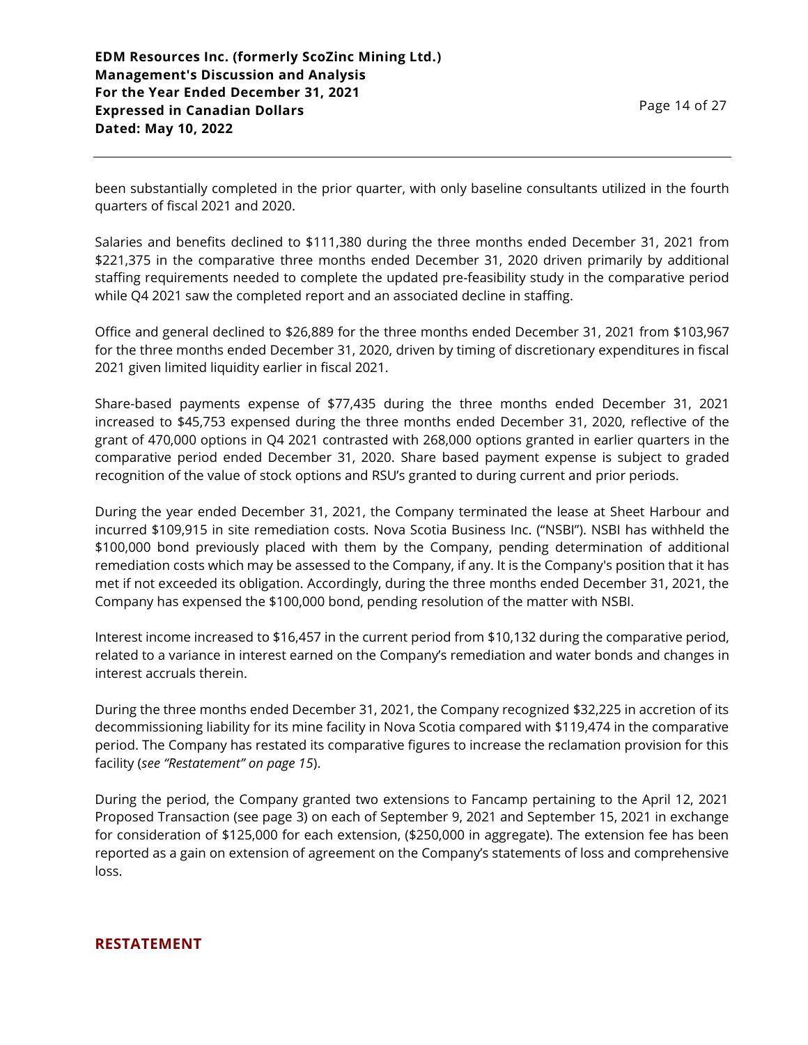been substantially completed in the prior quarter, with only baseline consultants utilized in the fourth quarters of fiscal 2021 and 2020.

Salaries and benefits declined to $111,380 during the three months ended December 31, 2021 from $221,375 in the comparative three months ended December 31, 2020 driven primarily by additional staffing requirements needed to complete the updated pre-feasibility study in the comparative period while Q4 2021 saw the completed report and an associated decline in staffing.

Office and general declined to $26,889 for the three months ended December 31, 2021 from $103,967 for the three months ended December 31, 2020, driven by timing of discretionary expenditures in fiscal 2021 given limited liquidity earlier in fiscal 2021.

Share-based payments expense of $77,435 during the three months ended December 31, 2021 increased to $45,753 expensed during the three months ended December 31, 2020, reflective of the grant of 470,000 options in Q4 2021 contrasted with 268,000 options granted in earlier quarters in the comparative period ended December 31, 2020. Share based payment expense is subject to graded recognition of the value of stock options and RSU's granted to during current and prior periods.

During the year ended December 31, 2021, the Company terminated the lease at Sheet Harbour and incurred $109,915 in site remediation costs. Nova Scotia Business Inc. ("NSBI"). NSBI has withheld the $100,000 bond previously placed with them by the Company, pending determination of additional remediation costs which may be assessed to the Company, if any. It is the Company's position that it has met if not exceeded its obligation. Accordingly, during the three months ended December 31, 2021, the Company has expensed the $100,000 bond, pending resolution of the matter with NSBI.

Interest income increased to $16,457 in the current period from $10,132 during the comparative period, related to a variance in interest earned on the Company's remediation and water bonds and changes in interest accruals therein.

During the three months ended December 31, 2021, the Company recognized $32,225 in accretion of its decommissioning liability for its mine facility in Nova Scotia compared with $119,474 in the comparative period. The Company has restated its comparative figures to increase the reclamation provision for this facility (*see "Restatement" on page 15*).

During the period, the Company granted two extensions to Fancamp pertaining to the April 12, 2021 Proposed Transaction (see page 3) on each of September 9, 2021 and September 15, 2021 in exchange for consideration of $125,000 for each extension, ($250,000 in aggregate). The extension fee has been reported as a gain on extension of agreement on the Company's statements of loss and comprehensive loss.

## RESTATEMENT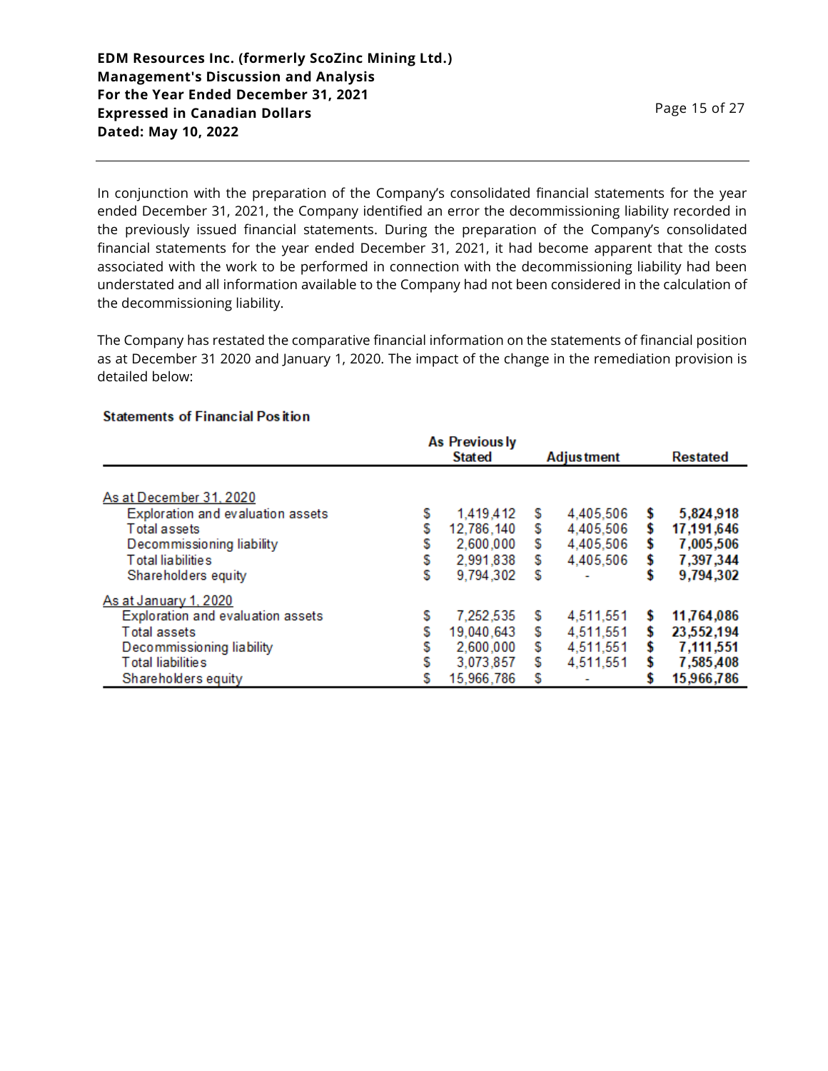In conjunction with the preparation of the Company's consolidated financial statements for the year ended December 31, 2021, the Company identified an error the decommissioning liability recorded in the previously issued financial statements. During the preparation of the Company's consolidated financial statements for the year ended December 31, 2021, it had become apparent that the costs associated with the work to be performed in connection with the decommissioning liability had been understated and all information available to the Company had not been considered in the calculation of the decommissioning liability.

The Company has restated the comparative financial information on the statements of financial position as at December 31 2020 and January 1, 2020. The impact of the change in the remediation provision is detailed below:

**Statements of Financial Position**

| | As Previously Stated | Adjustment | Restated |
|---|---|---|---|
| As at December 31, 2020 | | | |
| Exploration and evaluation assets | $ 1,419,412 | $ 4,405,506 | **$ 5,824,918** |
| Total assets | $ 12,786,140 | $ 4,405,506 | **$ 17,191,646** |
| Decommissioning liability | $ 2,600,000 | $ 4,405,506 | **$ 7,005,506** |
| Total liabilities | $ 2,991,838 | $ 4,405,506 | **$ 7,397,344** |
| Shareholders equity | $ 9,794,302 | $ - | **$ 9,794,302** |
| As at January 1, 2020 | | | |
| Exploration and evaluation assets | $ 7,252,535 | $ 4,511,551 | **$ 11,764,086** |
| Total assets | $ 19,040,643 | $ 4,511,551 | **$ 23,552,194** |
| Decommissioning liability | $ 2,600,000 | $ 4,511,551 | **$ 7,111,551** |
| Total liabilities | $ 3,073,857 | $ 4,511,551 | **$ 7,585,408** |
| Shareholders equity | $ 15,966,786 | $ - | **$ 15,966,786** |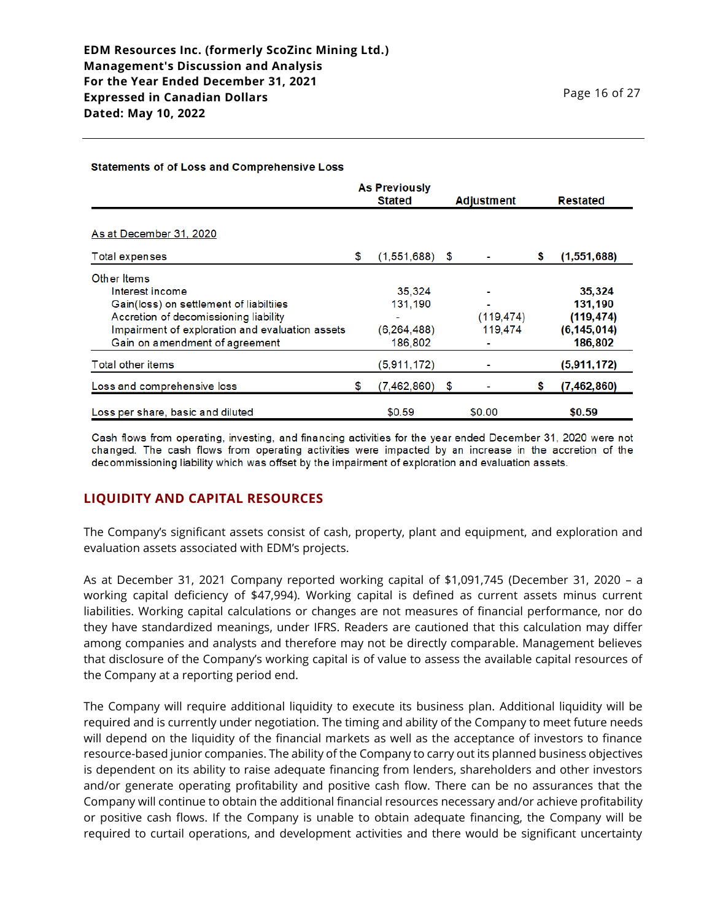**Statements of of Loss and Comprehensive Loss**

| | As Previously Stated | Adjustment | Restated |
|---|---|---|---|
| As at December 31, 2020 | | | |
| Total expenses | $ (1,551,688) | $ - | **$ (1,551,688)** |
| Other Items | | | |
| Interest income | 35,324 | - | **35,324** |
| Gain(loss) on settlement of liabiltiies | 131,190 | - | **131,190** |
| Accretion of decomissioning liability | - | (119,474) | **(119,474)** |
| Impairment of exploration and evaluation assets | (6,264,488) | 119,474 | **(6,145,014)** |
| Gain on amendment of agreement | 186,802 | - | **186,802** |
| Total other items | (5,911,172) | - | **(5,911,172)** |
| Loss and comprehensive loss | $ (7,462,860) | $ - | **$ (7,462,860)** |
| Loss per share, basic and diluted | $0.59 | $0.00 | **$0.59** |

Cash flows from operating, investing, and financing activities for the year ended December 31, 2020 were not changed. The cash flows from operating activities were impacted by an increase in the accretion of the decommissioning liability which was offset by the impairment of exploration and evaluation assets.

## LIQUIDITY AND CAPITAL RESOURCES

The Company's significant assets consist of cash, property, plant and equipment, and exploration and evaluation assets associated with EDM's projects.

As at December 31, 2021 Company reported working capital of $1,091,745 (December 31, 2020 – a working capital deficiency of $47,994). Working capital is defined as current assets minus current liabilities. Working capital calculations or changes are not measures of financial performance, nor do they have standardized meanings, under IFRS. Readers are cautioned that this calculation may differ among companies and analysts and therefore may not be directly comparable. Management believes that disclosure of the Company's working capital is of value to assess the available capital resources of the Company at a reporting period end.

The Company will require additional liquidity to execute its business plan. Additional liquidity will be required and is currently under negotiation. The timing and ability of the Company to meet future needs will depend on the liquidity of the financial markets as well as the acceptance of investors to finance resource-based junior companies. The ability of the Company to carry out its planned business objectives is dependent on its ability to raise adequate financing from lenders, shareholders and other investors and/or generate operating profitability and positive cash flow. There can be no assurances that the Company will continue to obtain the additional financial resources necessary and/or achieve profitability or positive cash flows. If the Company is unable to obtain adequate financing, the Company will be required to curtail operations, and development activities and there would be significant uncertainty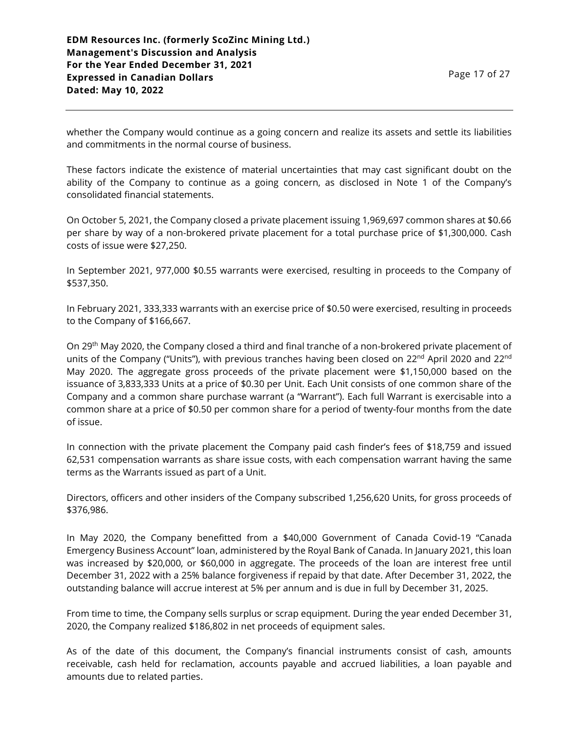whether the Company would continue as a going concern and realize its assets and settle its liabilities and commitments in the normal course of business.

These factors indicate the existence of material uncertainties that may cast significant doubt on the ability of the Company to continue as a going concern, as disclosed in Note 1 of the Company's consolidated financial statements.

On October 5, 2021, the Company closed a private placement issuing 1,969,697 common shares at $0.66 per share by way of a non-brokered private placement for a total purchase price of $1,300,000. Cash costs of issue were $27,250.

In September 2021, 977,000 $0.55 warrants were exercised, resulting in proceeds to the Company of $537,350.

In February 2021, 333,333 warrants with an exercise price of $0.50 were exercised, resulting in proceeds to the Company of $166,667.

On 29th May 2020, the Company closed a third and final tranche of a non-brokered private placement of units of the Company ("Units"), with previous tranches having been closed on 22nd April 2020 and 22nd May 2020. The aggregate gross proceeds of the private placement were $1,150,000 based on the issuance of 3,833,333 Units at a price of $0.30 per Unit. Each Unit consists of one common share of the Company and a common share purchase warrant (a "Warrant"). Each full Warrant is exercisable into a common share at a price of $0.50 per common share for a period of twenty-four months from the date of issue.

In connection with the private placement the Company paid cash finder's fees of $18,759 and issued 62,531 compensation warrants as share issue costs, with each compensation warrant having the same terms as the Warrants issued as part of a Unit.

Directors, officers and other insiders of the Company subscribed 1,256,620 Units, for gross proceeds of $376,986.

In May 2020, the Company benefitted from a $40,000 Government of Canada Covid-19 "Canada Emergency Business Account" loan, administered by the Royal Bank of Canada. In January 2021, this loan was increased by $20,000, or $60,000 in aggregate. The proceeds of the loan are interest free until December 31, 2022 with a 25% balance forgiveness if repaid by that date. After December 31, 2022, the outstanding balance will accrue interest at 5% per annum and is due in full by December 31, 2025.

From time to time, the Company sells surplus or scrap equipment. During the year ended December 31, 2020, the Company realized $186,802 in net proceeds of equipment sales.

As of the date of this document, the Company's financial instruments consist of cash, amounts receivable, cash held for reclamation, accounts payable and accrued liabilities, a loan payable and amounts due to related parties.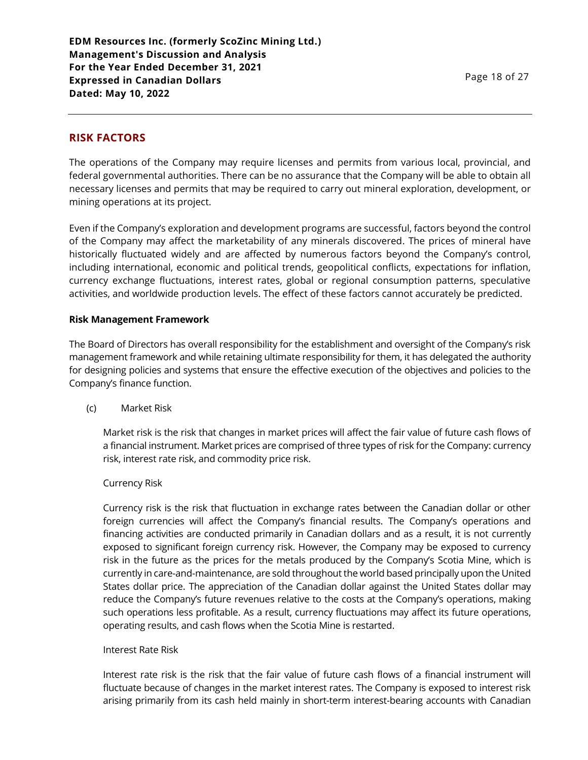## RISK FACTORS

The operations of the Company may require licenses and permits from various local, provincial, and federal governmental authorities. There can be no assurance that the Company will be able to obtain all necessary licenses and permits that may be required to carry out mineral exploration, development, or mining operations at its project.

Even if the Company's exploration and development programs are successful, factors beyond the control of the Company may affect the marketability of any minerals discovered. The prices of mineral have historically fluctuated widely and are affected by numerous factors beyond the Company's control, including international, economic and political trends, geopolitical conflicts, expectations for inflation, currency exchange fluctuations, interest rates, global or regional consumption patterns, speculative activities, and worldwide production levels. The effect of these factors cannot accurately be predicted.

**Risk Management Framework**

The Board of Directors has overall responsibility for the establishment and oversight of the Company's risk management framework and while retaining ultimate responsibility for them, it has delegated the authority for designing policies and systems that ensure the effective execution of the objectives and policies to the Company's finance function.

(c) Market Risk

Market risk is the risk that changes in market prices will affect the fair value of future cash flows of a financial instrument. Market prices are comprised of three types of risk for the Company: currency risk, interest rate risk, and commodity price risk.

Currency Risk

Currency risk is the risk that fluctuation in exchange rates between the Canadian dollar or other foreign currencies will affect the Company's financial results. The Company's operations and financing activities are conducted primarily in Canadian dollars and as a result, it is not currently exposed to significant foreign currency risk. However, the Company may be exposed to currency risk in the future as the prices for the metals produced by the Company's Scotia Mine, which is currently in care-and-maintenance, are sold throughout the world based principally upon the United States dollar price. The appreciation of the Canadian dollar against the United States dollar may reduce the Company's future revenues relative to the costs at the Company's operations, making such operations less profitable. As a result, currency fluctuations may affect its future operations, operating results, and cash flows when the Scotia Mine is restarted.

Interest Rate Risk

Interest rate risk is the risk that the fair value of future cash flows of a financial instrument will fluctuate because of changes in the market interest rates. The Company is exposed to interest risk arising primarily from its cash held mainly in short-term interest-bearing accounts with Canadian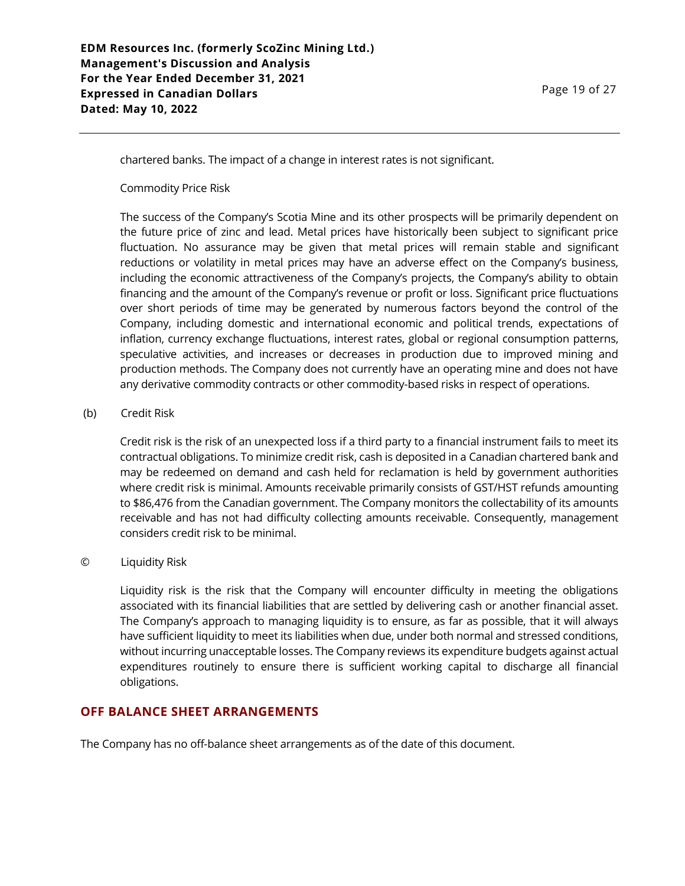chartered banks. The impact of a change in interest rates is not significant.

Commodity Price Risk

The success of the Company's Scotia Mine and its other prospects will be primarily dependent on the future price of zinc and lead. Metal prices have historically been subject to significant price fluctuation. No assurance may be given that metal prices will remain stable and significant reductions or volatility in metal prices may have an adverse effect on the Company's business, including the economic attractiveness of the Company's projects, the Company's ability to obtain financing and the amount of the Company's revenue or profit or loss. Significant price fluctuations over short periods of time may be generated by numerous factors beyond the control of the Company, including domestic and international economic and political trends, expectations of inflation, currency exchange fluctuations, interest rates, global or regional consumption patterns, speculative activities, and increases or decreases in production due to improved mining and production methods. The Company does not currently have an operating mine and does not have any derivative commodity contracts or other commodity-based risks in respect of operations.

(b) Credit Risk

Credit risk is the risk of an unexpected loss if a third party to a financial instrument fails to meet its contractual obligations. To minimize credit risk, cash is deposited in a Canadian chartered bank and may be redeemed on demand and cash held for reclamation is held by government authorities where credit risk is minimal. Amounts receivable primarily consists of GST/HST refunds amounting to $86,476 from the Canadian government. The Company monitors the collectability of its amounts receivable and has not had difficulty collecting amounts receivable. Consequently, management considers credit risk to be minimal.

© Liquidity Risk

Liquidity risk is the risk that the Company will encounter difficulty in meeting the obligations associated with its financial liabilities that are settled by delivering cash or another financial asset. The Company's approach to managing liquidity is to ensure, as far as possible, that it will always have sufficient liquidity to meet its liabilities when due, under both normal and stressed conditions, without incurring unacceptable losses. The Company reviews its expenditure budgets against actual expenditures routinely to ensure there is sufficient working capital to discharge all financial obligations.

## OFF BALANCE SHEET ARRANGEMENTS

The Company has no off-balance sheet arrangements as of the date of this document.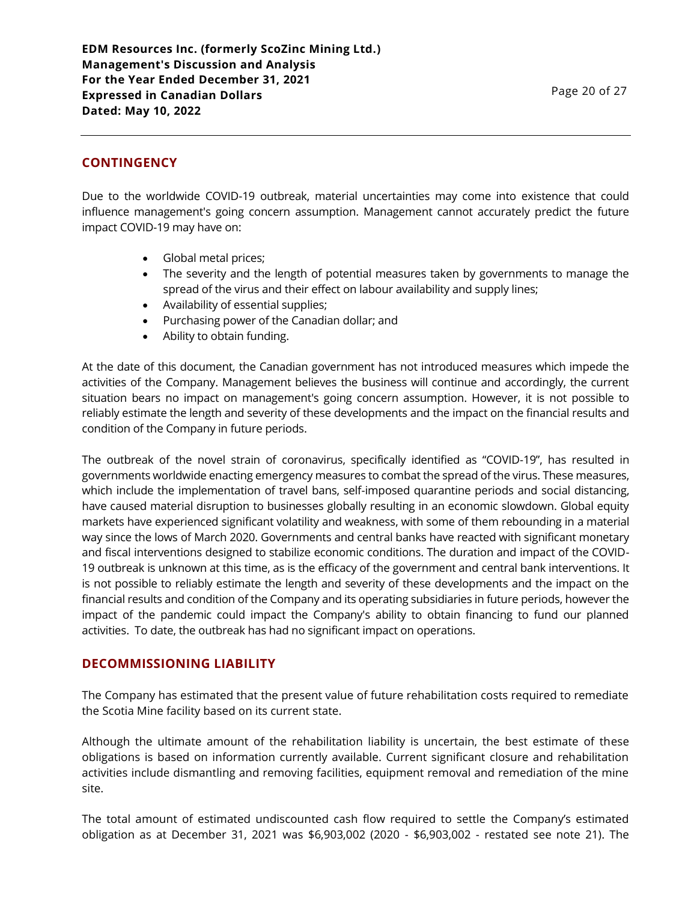## CONTINGENCY

Due to the worldwide COVID-19 outbreak, material uncertainties may come into existence that could influence management's going concern assumption. Management cannot accurately predict the future impact COVID-19 may have on:

- Global metal prices;
- The severity and the length of potential measures taken by governments to manage the spread of the virus and their effect on labour availability and supply lines;
- Availability of essential supplies;
- Purchasing power of the Canadian dollar; and
- Ability to obtain funding.

At the date of this document, the Canadian government has not introduced measures which impede the activities of the Company. Management believes the business will continue and accordingly, the current situation bears no impact on management's going concern assumption. However, it is not possible to reliably estimate the length and severity of these developments and the impact on the financial results and condition of the Company in future periods.

The outbreak of the novel strain of coronavirus, specifically identified as "COVID-19", has resulted in governments worldwide enacting emergency measures to combat the spread of the virus. These measures, which include the implementation of travel bans, self-imposed quarantine periods and social distancing, have caused material disruption to businesses globally resulting in an economic slowdown. Global equity markets have experienced significant volatility and weakness, with some of them rebounding in a material way since the lows of March 2020. Governments and central banks have reacted with significant monetary and fiscal interventions designed to stabilize economic conditions. The duration and impact of the COVID-19 outbreak is unknown at this time, as is the efficacy of the government and central bank interventions. It is not possible to reliably estimate the length and severity of these developments and the impact on the financial results and condition of the Company and its operating subsidiaries in future periods, however the impact of the pandemic could impact the Company's ability to obtain financing to fund our planned activities. To date, the outbreak has had no significant impact on operations.

## DECOMMISSIONING LIABILITY

The Company has estimated that the present value of future rehabilitation costs required to remediate the Scotia Mine facility based on its current state.

Although the ultimate amount of the rehabilitation liability is uncertain, the best estimate of these obligations is based on information currently available. Current significant closure and rehabilitation activities include dismantling and removing facilities, equipment removal and remediation of the mine site.

The total amount of estimated undiscounted cash flow required to settle the Company's estimated obligation as at December 31, 2021 was $6,903,002 (2020 - $6,903,002 - restated see note 21). The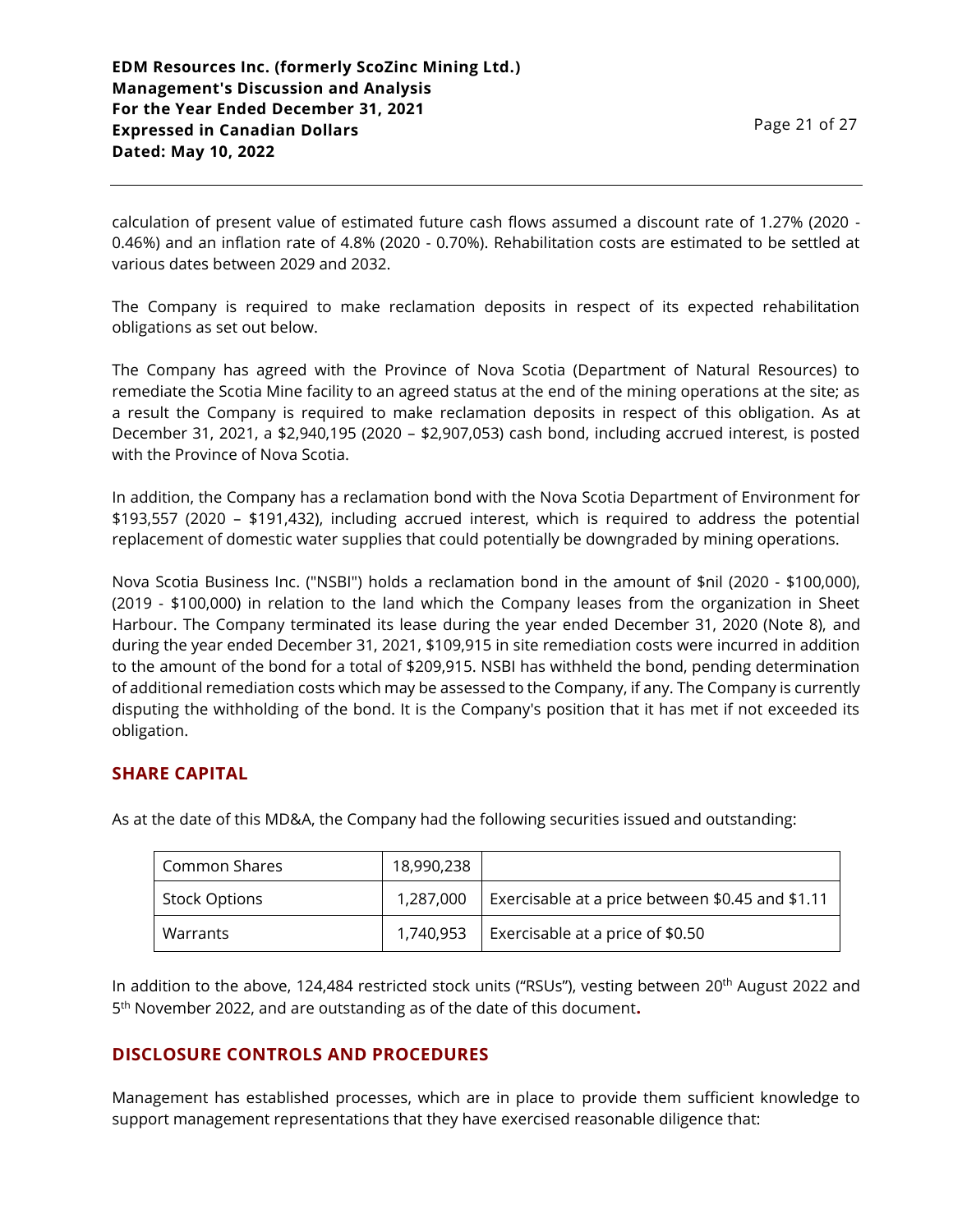calculation of present value of estimated future cash flows assumed a discount rate of 1.27% (2020 - 0.46%) and an inflation rate of 4.8% (2020 - 0.70%). Rehabilitation costs are estimated to be settled at various dates between 2029 and 2032.

The Company is required to make reclamation deposits in respect of its expected rehabilitation obligations as set out below.

The Company has agreed with the Province of Nova Scotia (Department of Natural Resources) to remediate the Scotia Mine facility to an agreed status at the end of the mining operations at the site; as a result the Company is required to make reclamation deposits in respect of this obligation. As at December 31, 2021, a $2,940,195 (2020 – $2,907,053) cash bond, including accrued interest, is posted with the Province of Nova Scotia.

In addition, the Company has a reclamation bond with the Nova Scotia Department of Environment for $193,557 (2020 – $191,432), including accrued interest, which is required to address the potential replacement of domestic water supplies that could potentially be downgraded by mining operations.

Nova Scotia Business Inc. ("NSBI") holds a reclamation bond in the amount of $nil (2020 - $100,000), (2019 - $100,000) in relation to the land which the Company leases from the organization in Sheet Harbour. The Company terminated its lease during the year ended December 31, 2020 (Note 8), and during the year ended December 31, 2021, $109,915 in site remediation costs were incurred in addition to the amount of the bond for a total of $209,915. NSBI has withheld the bond, pending determination of additional remediation costs which may be assessed to the Company, if any. The Company is currently disputing the withholding of the bond. It is the Company's position that it has met if not exceeded its obligation.

## SHARE CAPITAL

As at the date of this MD&A, the Company had the following securities issued and outstanding:

| Common Shares | 18,990,238 | |
|---|---|---|
| Stock Options | 1,287,000 | Exercisable at a price between $0.45 and $1.11 |
| Warrants | 1,740,953 | Exercisable at a price of $0.50 |

In addition to the above, 124,484 restricted stock units ("RSUs"), vesting between 20th August 2022 and 5th November 2022, and are outstanding as of the date of this document.

## DISCLOSURE CONTROLS AND PROCEDURES

Management has established processes, which are in place to provide them sufficient knowledge to support management representations that they have exercised reasonable diligence that: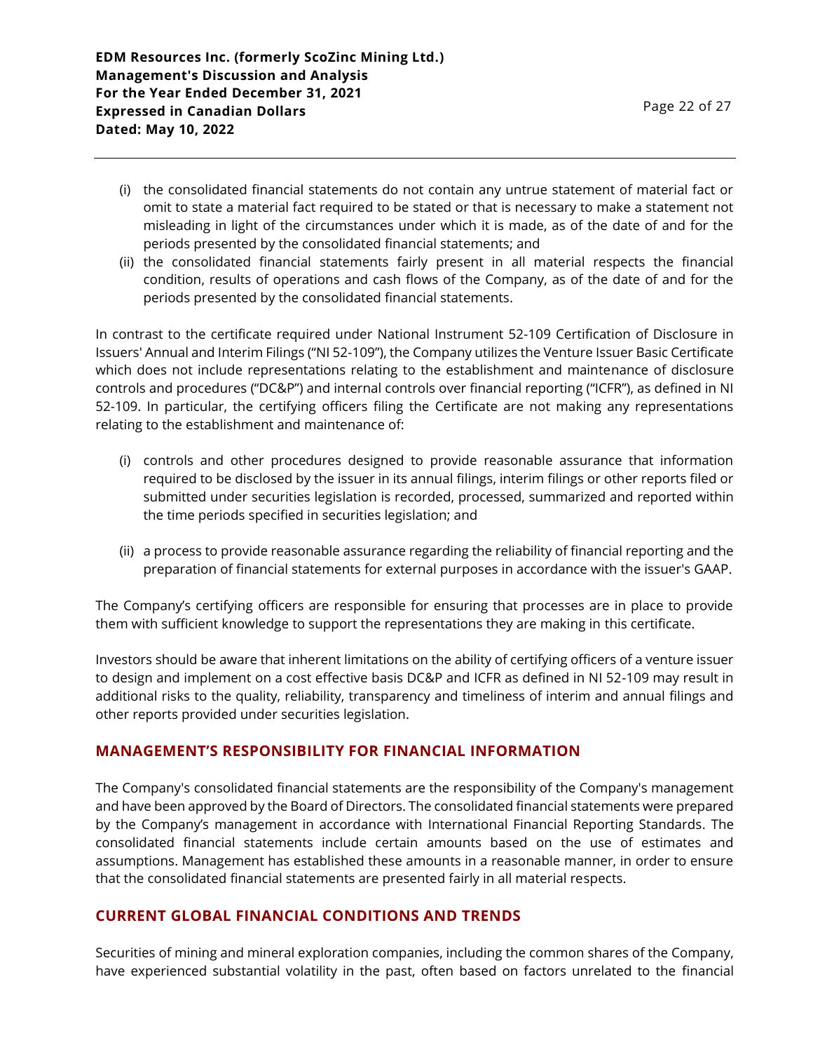(i) the consolidated financial statements do not contain any untrue statement of material fact or omit to state a material fact required to be stated or that is necessary to make a statement not misleading in light of the circumstances under which it is made, as of the date of and for the periods presented by the consolidated financial statements; and

(ii) the consolidated financial statements fairly present in all material respects the financial condition, results of operations and cash flows of the Company, as of the date of and for the periods presented by the consolidated financial statements.

In contrast to the certificate required under National Instrument 52-109 Certification of Disclosure in Issuers' Annual and Interim Filings ("NI 52-109"), the Company utilizes the Venture Issuer Basic Certificate which does not include representations relating to the establishment and maintenance of disclosure controls and procedures ("DC&P") and internal controls over financial reporting ("ICFR"), as defined in NI 52-109. In particular, the certifying officers filing the Certificate are not making any representations relating to the establishment and maintenance of:

(i) controls and other procedures designed to provide reasonable assurance that information required to be disclosed by the issuer in its annual filings, interim filings or other reports filed or submitted under securities legislation is recorded, processed, summarized and reported within the time periods specified in securities legislation; and

(ii) a process to provide reasonable assurance regarding the reliability of financial reporting and the preparation of financial statements for external purposes in accordance with the issuer's GAAP.

The Company's certifying officers are responsible for ensuring that processes are in place to provide them with sufficient knowledge to support the representations they are making in this certificate.

Investors should be aware that inherent limitations on the ability of certifying officers of a venture issuer to design and implement on a cost effective basis DC&P and ICFR as defined in NI 52-109 may result in additional risks to the quality, reliability, transparency and timeliness of interim and annual filings and other reports provided under securities legislation.

## MANAGEMENT'S RESPONSIBILITY FOR FINANCIAL INFORMATION

The Company's consolidated financial statements are the responsibility of the Company's management and have been approved by the Board of Directors. The consolidated financial statements were prepared by the Company's management in accordance with International Financial Reporting Standards. The consolidated financial statements include certain amounts based on the use of estimates and assumptions. Management has established these amounts in a reasonable manner, in order to ensure that the consolidated financial statements are presented fairly in all material respects.

## CURRENT GLOBAL FINANCIAL CONDITIONS AND TRENDS

Securities of mining and mineral exploration companies, including the common shares of the Company, have experienced substantial volatility in the past, often based on factors unrelated to the financial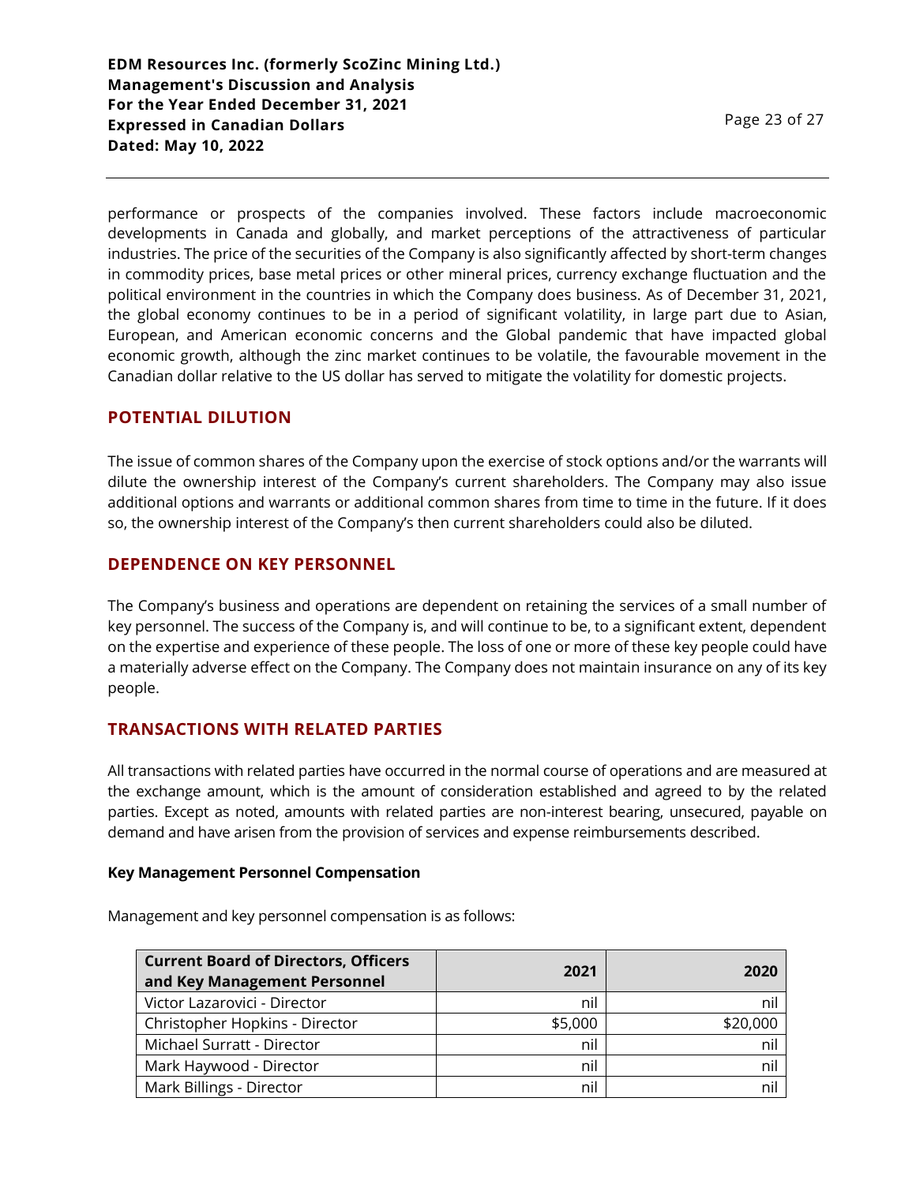performance or prospects of the companies involved. These factors include macroeconomic developments in Canada and globally, and market perceptions of the attractiveness of particular industries. The price of the securities of the Company is also significantly affected by short-term changes in commodity prices, base metal prices or other mineral prices, currency exchange fluctuation and the political environment in the countries in which the Company does business. As of December 31, 2021, the global economy continues to be in a period of significant volatility, in large part due to Asian, European, and American economic concerns and the Global pandemic that have impacted global economic growth, although the zinc market continues to be volatile, the favourable movement in the Canadian dollar relative to the US dollar has served to mitigate the volatility for domestic projects.

## POTENTIAL DILUTION

The issue of common shares of the Company upon the exercise of stock options and/or the warrants will dilute the ownership interest of the Company's current shareholders. The Company may also issue additional options and warrants or additional common shares from time to time in the future. If it does so, the ownership interest of the Company's then current shareholders could also be diluted.

## DEPENDENCE ON KEY PERSONNEL

The Company's business and operations are dependent on retaining the services of a small number of key personnel. The success of the Company is, and will continue to be, to a significant extent, dependent on the expertise and experience of these people. The loss of one or more of these key people could have a materially adverse effect on the Company. The Company does not maintain insurance on any of its key people.

## TRANSACTIONS WITH RELATED PARTIES

All transactions with related parties have occurred in the normal course of operations and are measured at the exchange amount, which is the amount of consideration established and agreed to by the related parties. Except as noted, amounts with related parties are non-interest bearing, unsecured, payable on demand and have arisen from the provision of services and expense reimbursements described.

**Key Management Personnel Compensation**

Management and key personnel compensation is as follows:

| Current Board of Directors, Officers and Key Management Personnel | 2021 | 2020 |
|---|---|---|
| Victor Lazarovici - Director | nil | nil |
| Christopher Hopkins - Director | $5,000 | $20,000 |
| Michael Surratt - Director | nil | nil |
| Mark Haywood - Director | nil | nil |
| Mark Billings - Director | nil | nil |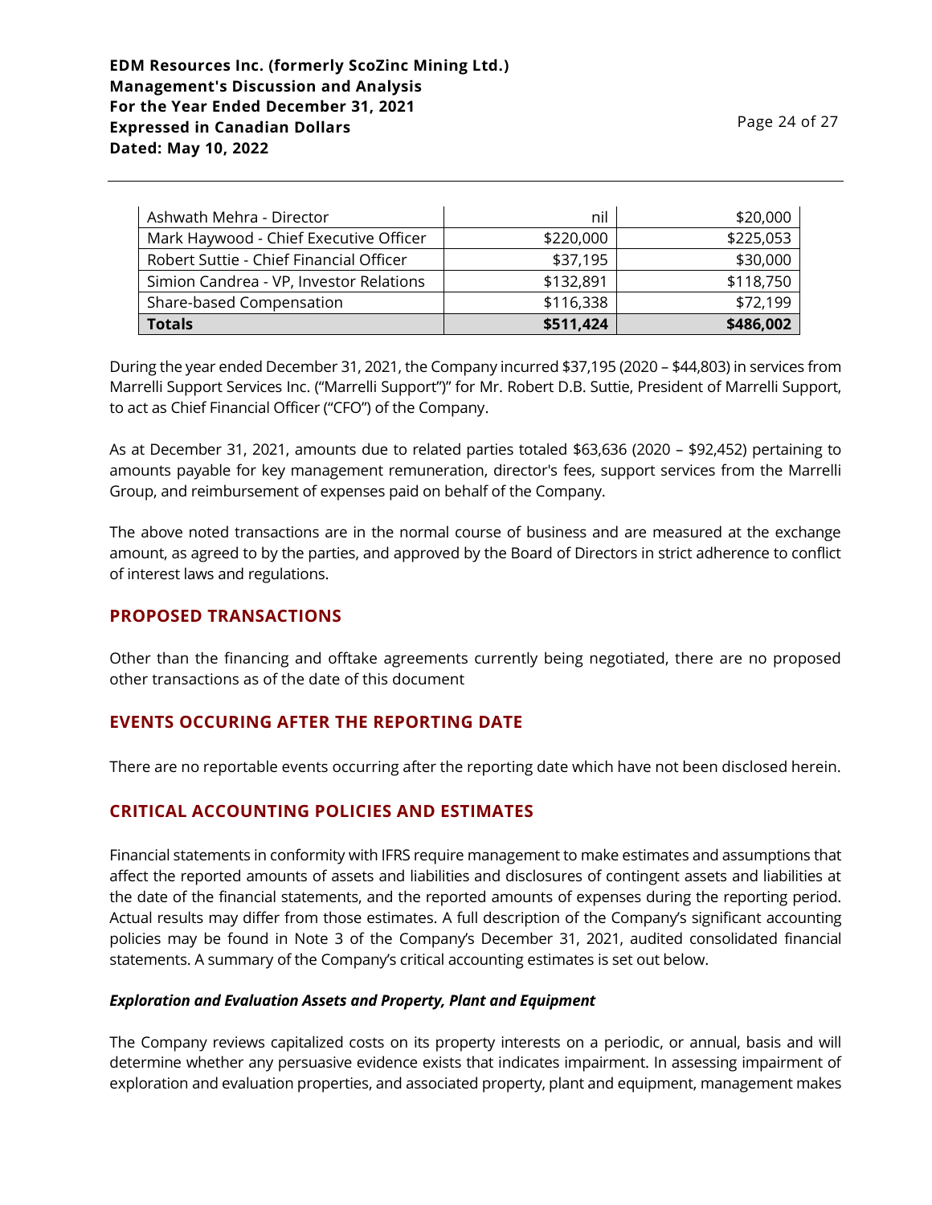| | | |
|---|---:|---:|
| Ashwath Mehra - Director | nil | $20,000 |
| Mark Haywood - Chief Executive Officer | $220,000 | $225,053 |
| Robert Suttie - Chief Financial Officer | $37,195 | $30,000 |
| Simion Candrea - VP, Investor Relations | $132,891 | $118,750 |
| Share-based Compensation | $116,338 | $72,199 |
| **Totals** | **$511,424** | **$486,002** |

During the year ended December 31, 2021, the Company incurred $37,195 (2020 – $44,803) in services from Marrelli Support Services Inc. ("Marrelli Support")" for Mr. Robert D.B. Suttie, President of Marrelli Support, to act as Chief Financial Officer ("CFO") of the Company.

As at December 31, 2021, amounts due to related parties totaled $63,636 (2020 – $92,452) pertaining to amounts payable for key management remuneration, director's fees, support services from the Marrelli Group, and reimbursement of expenses paid on behalf of the Company.

The above noted transactions are in the normal course of business and are measured at the exchange amount, as agreed to by the parties, and approved by the Board of Directors in strict adherence to conflict of interest laws and regulations.

## PROPOSED TRANSACTIONS

Other than the financing and offtake agreements currently being negotiated, there are no proposed other transactions as of the date of this document

## EVENTS OCCURING AFTER THE REPORTING DATE

There are no reportable events occurring after the reporting date which have not been disclosed herein.

## CRITICAL ACCOUNTING POLICIES AND ESTIMATES

Financial statements in conformity with IFRS require management to make estimates and assumptions that affect the reported amounts of assets and liabilities and disclosures of contingent assets and liabilities at the date of the financial statements, and the reported amounts of expenses during the reporting period. Actual results may differ from those estimates. A full description of the Company's significant accounting policies may be found in Note 3 of the Company's December 31, 2021, audited consolidated financial statements. A summary of the Company's critical accounting estimates is set out below.

***Exploration and Evaluation Assets and Property, Plant and Equipment***

The Company reviews capitalized costs on its property interests on a periodic, or annual, basis and will determine whether any persuasive evidence exists that indicates impairment. In assessing impairment of exploration and evaluation properties, and associated property, plant and equipment, management makes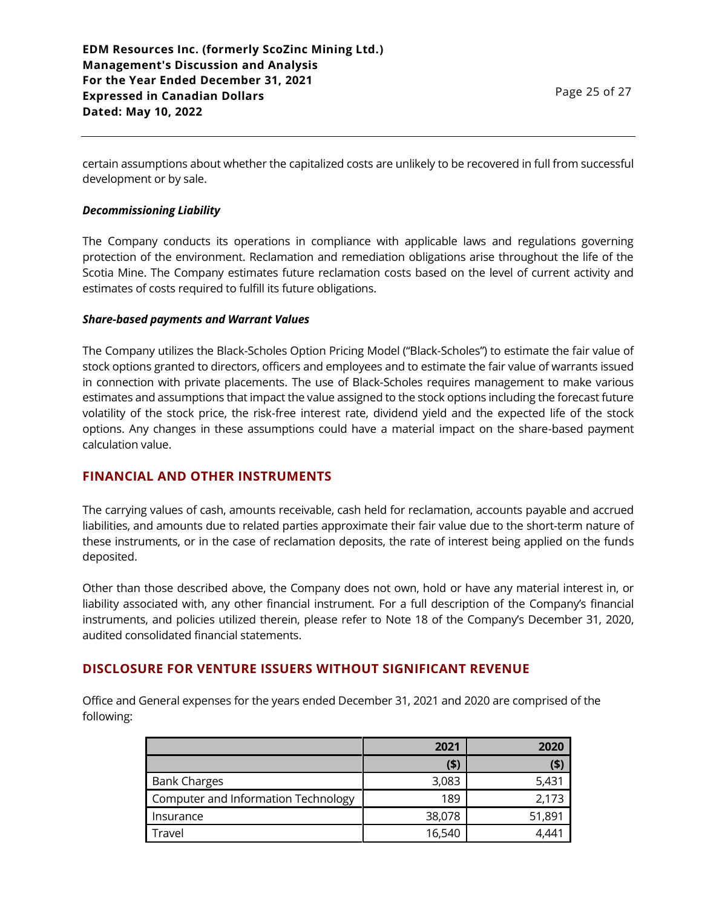certain assumptions about whether the capitalized costs are unlikely to be recovered in full from successful development or by sale.

***Decommissioning Liability***

The Company conducts its operations in compliance with applicable laws and regulations governing protection of the environment. Reclamation and remediation obligations arise throughout the life of the Scotia Mine. The Company estimates future reclamation costs based on the level of current activity and estimates of costs required to fulfill its future obligations.

***Share-based payments and Warrant Values***

The Company utilizes the Black-Scholes Option Pricing Model ("Black-Scholes") to estimate the fair value of stock options granted to directors, officers and employees and to estimate the fair value of warrants issued in connection with private placements. The use of Black-Scholes requires management to make various estimates and assumptions that impact the value assigned to the stock options including the forecast future volatility of the stock price, the risk-free interest rate, dividend yield and the expected life of the stock options. Any changes in these assumptions could have a material impact on the share-based payment calculation value.

## FINANCIAL AND OTHER INSTRUMENTS

The carrying values of cash, amounts receivable, cash held for reclamation, accounts payable and accrued liabilities, and amounts due to related parties approximate their fair value due to the short-term nature of these instruments, or in the case of reclamation deposits, the rate of interest being applied on the funds deposited.

Other than those described above, the Company does not own, hold or have any material interest in, or liability associated with, any other financial instrument. For a full description of the Company's financial instruments, and policies utilized therein, please refer to Note 18 of the Company's December 31, 2020, audited consolidated financial statements.

## DISCLOSURE FOR VENTURE ISSUERS WITHOUT SIGNIFICANT REVENUE

Office and General expenses for the years ended December 31, 2021 and 2020 are comprised of the following:

| | 2021 | 2020 |
|---|---:|---:|
| | ($) | ($) |
| Bank Charges | 3,083 | 5,431 |
| Computer and Information Technology | 189 | 2,173 |
| Insurance | 38,078 | 51,891 |
| Travel | 16,540 | 4,441 |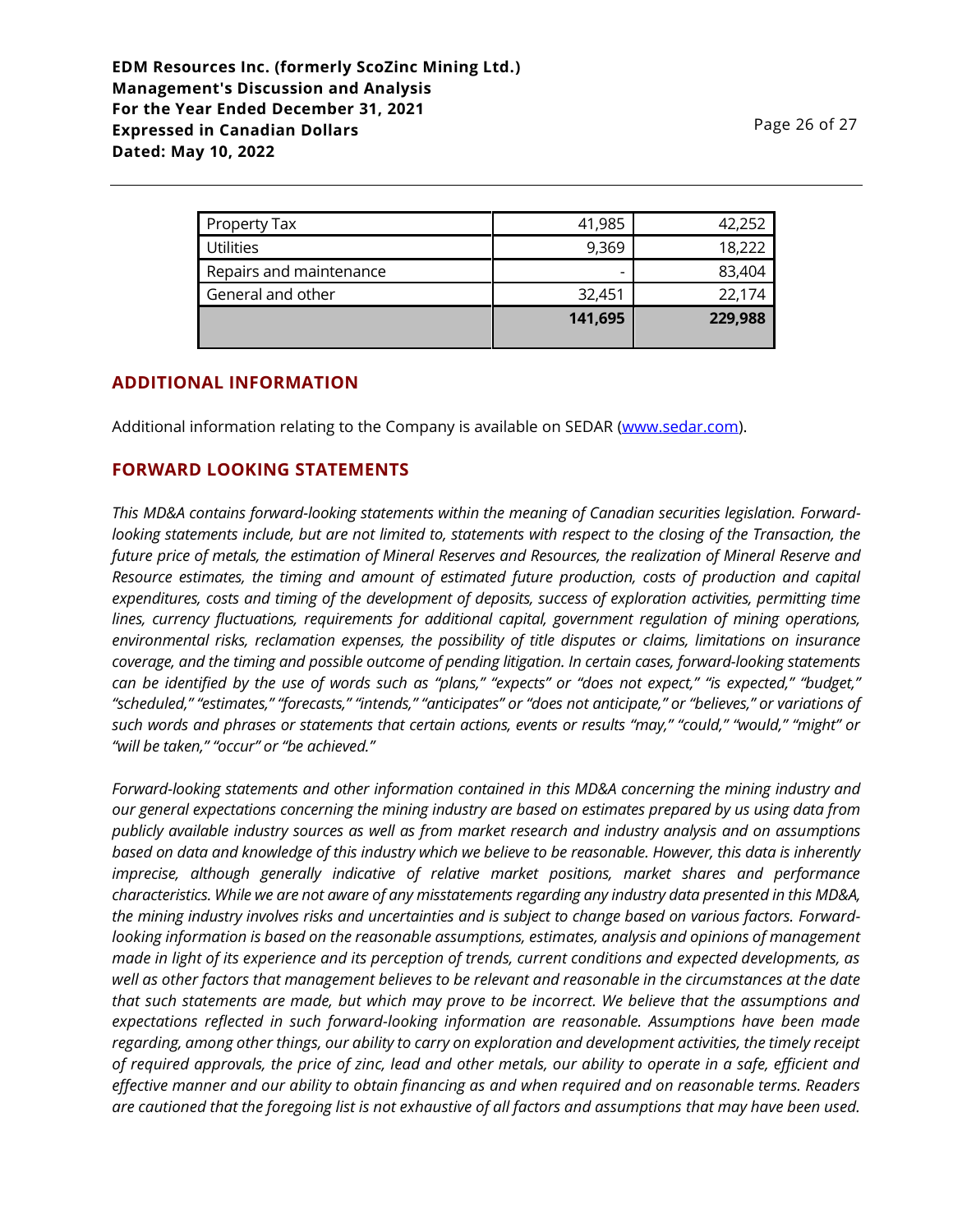| | | |
|---|---|---|
| Property Tax | 41,985 | 42,252 |
| Utilities | 9,369 | 18,222 |
| Repairs and maintenance | - | 83,404 |
| General and other | 32,451 | 22,174 |
| | **141,695** | **229,988** |

## ADDITIONAL INFORMATION

Additional information relating to the Company is available on SEDAR (www.sedar.com).

## FORWARD LOOKING STATEMENTS

*This MD&A contains forward-looking statements within the meaning of Canadian securities legislation. Forward-looking statements include, but are not limited to, statements with respect to the closing of the Transaction, the future price of metals, the estimation of Mineral Reserves and Resources, the realization of Mineral Reserve and Resource estimates, the timing and amount of estimated future production, costs of production and capital expenditures, costs and timing of the development of deposits, success of exploration activities, permitting time lines, currency fluctuations, requirements for additional capital, government regulation of mining operations, environmental risks, reclamation expenses, the possibility of title disputes or claims, limitations on insurance coverage, and the timing and possible outcome of pending litigation. In certain cases, forward-looking statements can be identified by the use of words such as "plans," "expects" or "does not expect," "is expected," "budget," "scheduled," "estimates," "forecasts," "intends," "anticipates" or "does not anticipate," or "believes," or variations of such words and phrases or statements that certain actions, events or results "may," "could," "would," "might" or "will be taken," "occur" or "be achieved."*

*Forward-looking statements and other information contained in this MD&A concerning the mining industry and our general expectations concerning the mining industry are based on estimates prepared by us using data from publicly available industry sources as well as from market research and industry analysis and on assumptions based on data and knowledge of this industry which we believe to be reasonable. However, this data is inherently imprecise, although generally indicative of relative market positions, market shares and performance characteristics. While we are not aware of any misstatements regarding any industry data presented in this MD&A, the mining industry involves risks and uncertainties and is subject to change based on various factors. Forward-looking information is based on the reasonable assumptions, estimates, analysis and opinions of management made in light of its experience and its perception of trends, current conditions and expected developments, as well as other factors that management believes to be relevant and reasonable in the circumstances at the date that such statements are made, but which may prove to be incorrect. We believe that the assumptions and expectations reflected in such forward-looking information are reasonable. Assumptions have been made regarding, among other things, our ability to carry on exploration and development activities, the timely receipt of required approvals, the price of zinc, lead and other metals, our ability to operate in a safe, efficient and effective manner and our ability to obtain financing as and when required and on reasonable terms. Readers are cautioned that the foregoing list is not exhaustive of all factors and assumptions that may have been used.*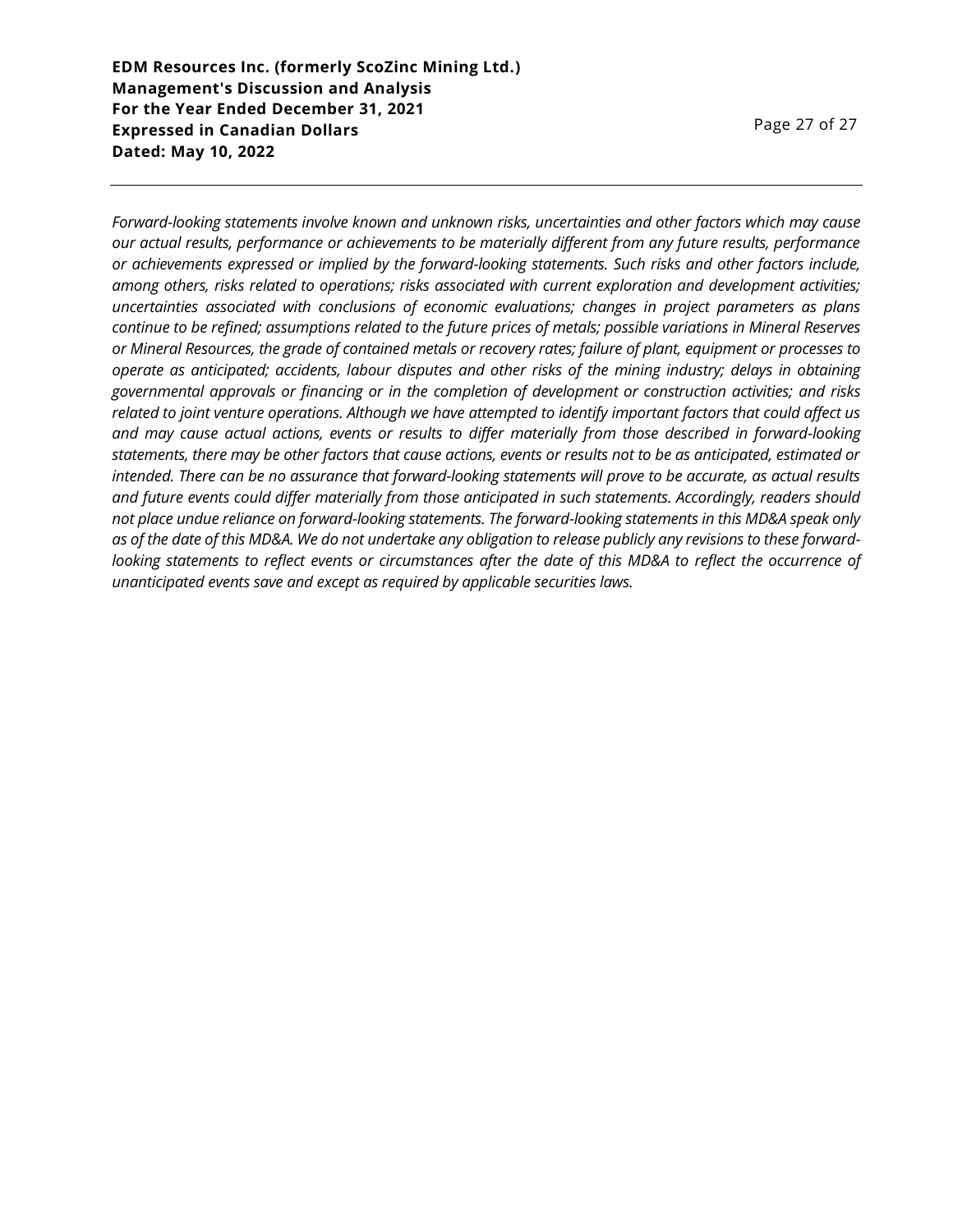*Forward-looking statements involve known and unknown risks, uncertainties and other factors which may cause our actual results, performance or achievements to be materially different from any future results, performance or achievements expressed or implied by the forward-looking statements. Such risks and other factors include, among others, risks related to operations; risks associated with current exploration and development activities; uncertainties associated with conclusions of economic evaluations; changes in project parameters as plans continue to be refined; assumptions related to the future prices of metals; possible variations in Mineral Reserves or Mineral Resources, the grade of contained metals or recovery rates; failure of plant, equipment or processes to operate as anticipated; accidents, labour disputes and other risks of the mining industry; delays in obtaining governmental approvals or financing or in the completion of development or construction activities; and risks related to joint venture operations. Although we have attempted to identify important factors that could affect us and may cause actual actions, events or results to differ materially from those described in forward-looking statements, there may be other factors that cause actions, events or results not to be as anticipated, estimated or intended. There can be no assurance that forward-looking statements will prove to be accurate, as actual results and future events could differ materially from those anticipated in such statements. Accordingly, readers should not place undue reliance on forward-looking statements. The forward-looking statements in this MD&A speak only as of the date of this MD&A. We do not undertake any obligation to release publicly any revisions to these forward-looking statements to reflect events or circumstances after the date of this MD&A to reflect the occurrence of unanticipated events save and except as required by applicable securities laws.*